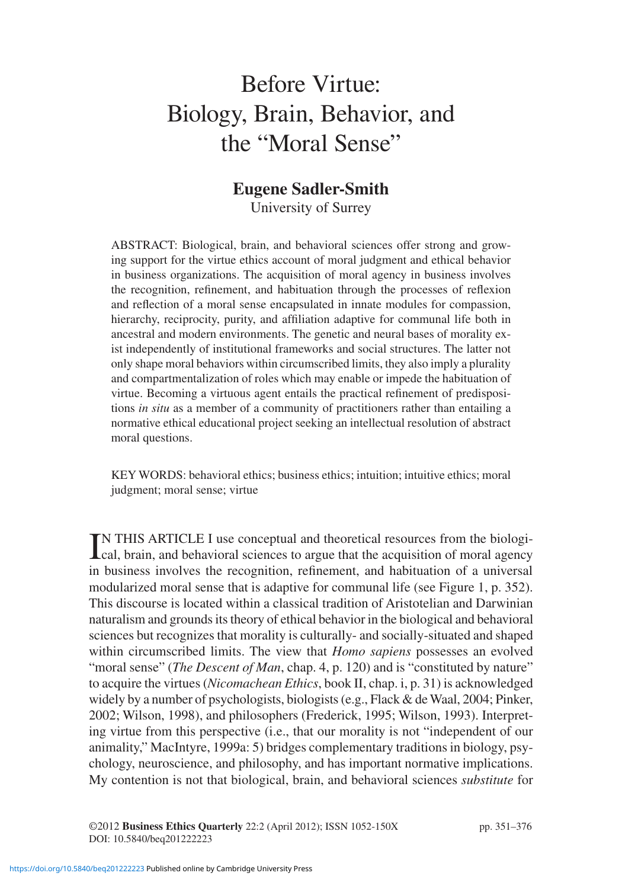# Before Virtue: Biology, Brain, Behavior, and the "Moral Sense"

**Eugene Sadler-Smith**
University of Surrey

ABSTRACT: Biological, brain, and behavioral sciences offer strong and growing support for the virtue ethics account of moral judgment and ethical behavior in business organizations. The acquisition of moral agency in business involves the recognition, refinement, and habituation through the processes of reflexion and reflection of a moral sense encapsulated in innate modules for compassion, hierarchy, reciprocity, purity, and affiliation adaptive for communal life both in ancestral and modern environments. The genetic and neural bases of morality exist independently of institutional frameworks and social structures. The latter not only shape moral behaviors within circumscribed limits, they also imply a plurality and compartmentalization of roles which may enable or impede the habituation of virtue. Becoming a virtuous agent entails the practical refinement of predispositions *in situ* as a member of a community of practitioners rather than entailing a normative ethical educational project seeking an intellectual resolution of abstract moral questions.

KEY WORDS: behavioral ethics; business ethics; intuition; intuitive ethics; moral judgment; moral sense; virtue

IN THIS ARTICLE I use conceptual and theoretical resources from the biological, brain, and behavioral sciences to argue that the acquisition of moral agency in business involves the recognition, refinement, and habituation of a universal modularized moral sense that is adaptive for communal life (see Figure 1, p. 352). This discourse is located within a classical tradition of Aristotelian and Darwinian naturalism and grounds its theory of ethical behavior in the biological and behavioral sciences but recognizes that morality is culturally- and socially-situated and shaped within circumscribed limits. The view that *Homo sapiens* possesses an evolved "moral sense" (*The Descent of Man*, chap. 4, p. 120) and is "constituted by nature" to acquire the virtues (*Nicomachean Ethics*, book II, chap. i, p. 31) is acknowledged widely by a number of psychologists, biologists (e.g., Flack & de Waal, 2004; Pinker, 2002; Wilson, 1998), and philosophers (Frederick, 1995; Wilson, 1993). Interpreting virtue from this perspective (i.e., that our morality is not "independent of our animality," MacIntyre, 1999a: 5) bridges complementary traditions in biology, psychology, neuroscience, and philosophy, and has important normative implications. My contention is not that biological, brain, and behavioral sciences *substitute* for

©2012 **Business Ethics Quarterly** 22:2 (April 2012); ISSN 1052-150X
DOI: 10.5840/beq201222223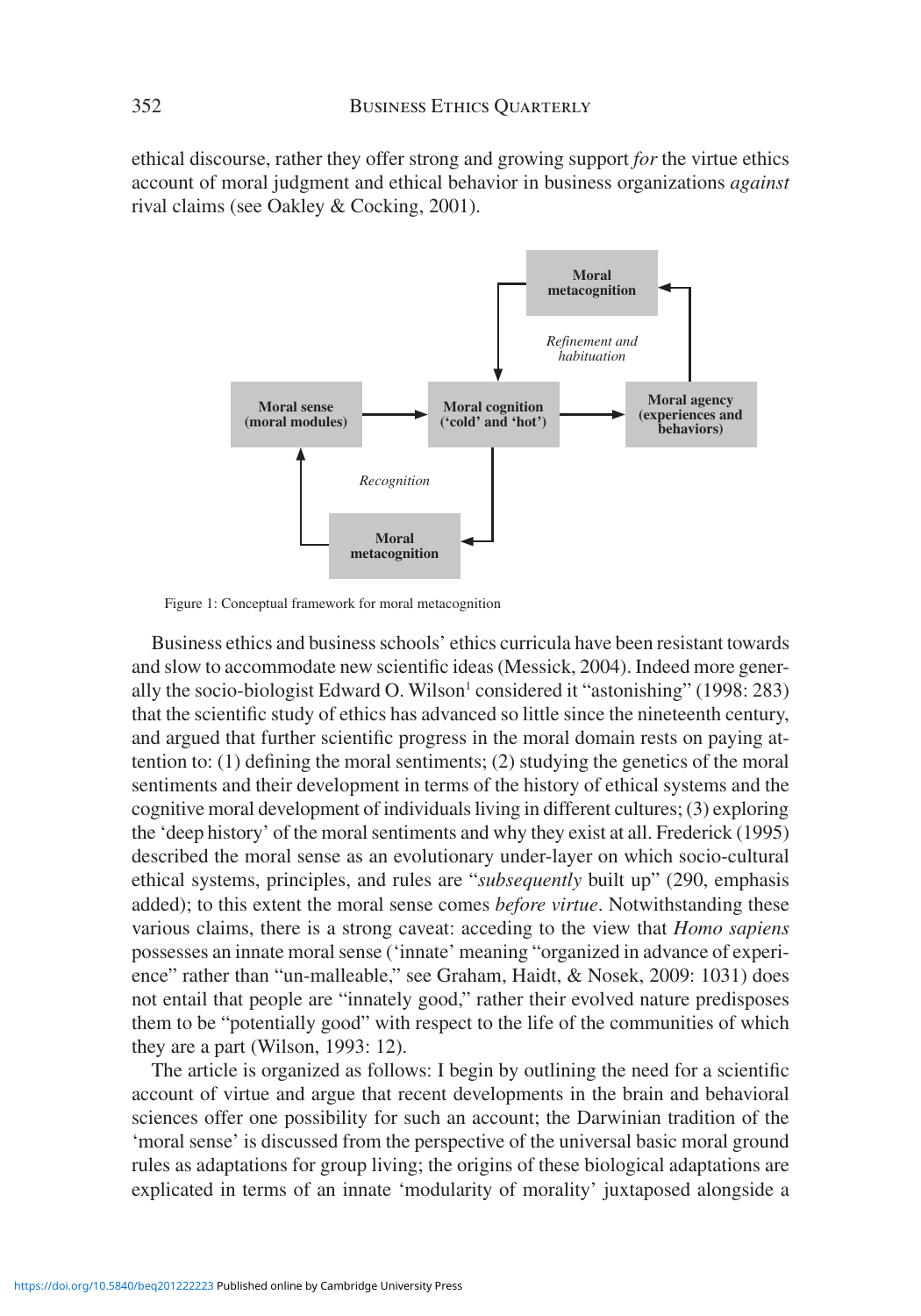ethical discourse, rather they offer strong and growing support *for* the virtue ethics account of moral judgment and ethical behavior in business organizations *against* rival claims (see Oakley & Cocking, 2001).

Figure 1: Conceptual framework for moral metacognition

Business ethics and business schools' ethics curricula have been resistant towards and slow to accommodate new scientific ideas (Messick, 2004). Indeed more generally the socio-biologist Edward O. Wilson[1] considered it "astonishing" (1998: 283) that the scientific study of ethics has advanced so little since the nineteenth century, and argued that further scientific progress in the moral domain rests on paying attention to: (1) defining the moral sentiments; (2) studying the genetics of the moral sentiments and their development in terms of the history of ethical systems and the cognitive moral development of individuals living in different cultures; (3) exploring the 'deep history' of the moral sentiments and why they exist at all. Frederick (1995) described the moral sense as an evolutionary under-layer on which socio-cultural ethical systems, principles, and rules are "*subsequently* built up" (290, emphasis added); to this extent the moral sense comes *before virtue*. Notwithstanding these various claims, there is a strong caveat: acceding to the view that *Homo sapiens* possesses an innate moral sense ('innate' meaning "organized in advance of experience" rather than "un-malleable," see Graham, Haidt, & Nosek, 2009: 1031) does not entail that people are "innately good," rather their evolved nature predisposes them to be "potentially good" with respect to the life of the communities of which they are a part (Wilson, 1993: 12).

The article is organized as follows: I begin by outlining the need for a scientific account of virtue and argue that recent developments in the brain and behavioral sciences offer one possibility for such an account; the Darwinian tradition of the 'moral sense' is discussed from the perspective of the universal basic moral ground rules as adaptations for group living; the origins of these biological adaptations are explicated in terms of an innate 'modularity of morality' juxtaposed alongside a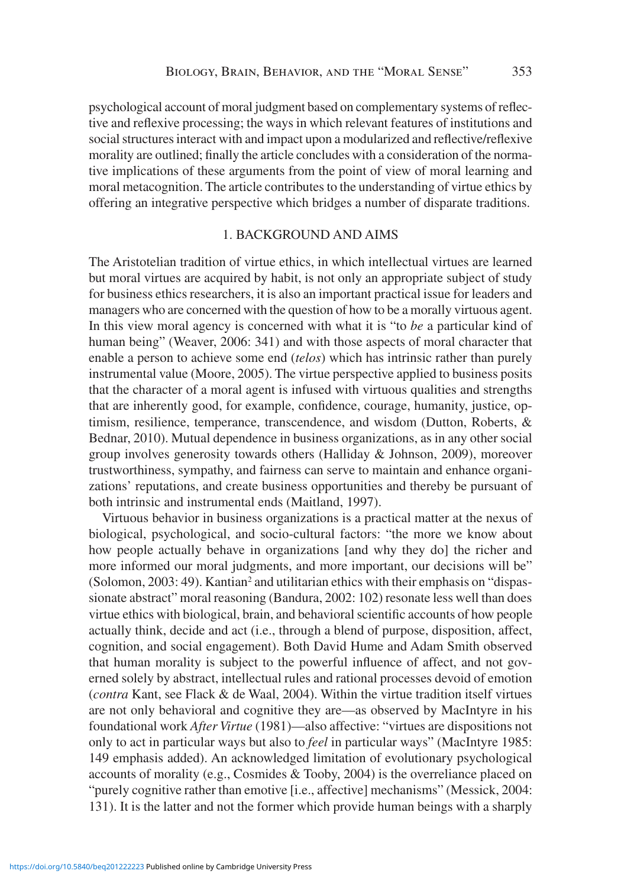psychological account of moral judgment based on complementary systems of reflective and reflexive processing; the ways in which relevant features of institutions and social structures interact with and impact upon a modularized and reflective/reflexive morality are outlined; finally the article concludes with a consideration of the normative implications of these arguments from the point of view of moral learning and moral metacognition. The article contributes to the understanding of virtue ethics by offering an integrative perspective which bridges a number of disparate traditions.

## 1. BACKGROUND AND AIMS

The Aristotelian tradition of virtue ethics, in which intellectual virtues are learned but moral virtues are acquired by habit, is not only an appropriate subject of study for business ethics researchers, it is also an important practical issue for leaders and managers who are concerned with the question of how to be a morally virtuous agent. In this view moral agency is concerned with what it is "to *be* a particular kind of human being" (Weaver, 2006: 341) and with those aspects of moral character that enable a person to achieve some end (*telos*) which has intrinsic rather than purely instrumental value (Moore, 2005). The virtue perspective applied to business posits that the character of a moral agent is infused with virtuous qualities and strengths that are inherently good, for example, confidence, courage, humanity, justice, optimism, resilience, temperance, transcendence, and wisdom (Dutton, Roberts, & Bednar, 2010). Mutual dependence in business organizations, as in any other social group involves generosity towards others (Halliday & Johnson, 2009), moreover trustworthiness, sympathy, and fairness can serve to maintain and enhance organizations' reputations, and create business opportunities and thereby be pursuant of both intrinsic and instrumental ends (Maitland, 1997).

Virtuous behavior in business organizations is a practical matter at the nexus of biological, psychological, and socio-cultural factors: "the more we know about how people actually behave in organizations [and why they do] the richer and more informed our moral judgments, and more important, our decisions will be" (Solomon, 2003: 49). Kantian[2] and utilitarian ethics with their emphasis on "dispassionate abstract" moral reasoning (Bandura, 2002: 102) resonate less well than does virtue ethics with biological, brain, and behavioral scientific accounts of how people actually think, decide and act (i.e., through a blend of purpose, disposition, affect, cognition, and social engagement). Both David Hume and Adam Smith observed that human morality is subject to the powerful influence of affect, and not governed solely by abstract, intellectual rules and rational processes devoid of emotion (*contra* Kant, see Flack & de Waal, 2004). Within the virtue tradition itself virtues are not only behavioral and cognitive they are—as observed by MacIntyre in his foundational work *After Virtue* (1981)—also affective: "virtues are dispositions not only to act in particular ways but also to *feel* in particular ways" (MacIntyre 1985: 149 emphasis added). An acknowledged limitation of evolutionary psychological accounts of morality (e.g., Cosmides & Tooby, 2004) is the overreliance placed on "purely cognitive rather than emotive [i.e., affective] mechanisms" (Messick, 2004: 131). It is the latter and not the former which provide human beings with a sharply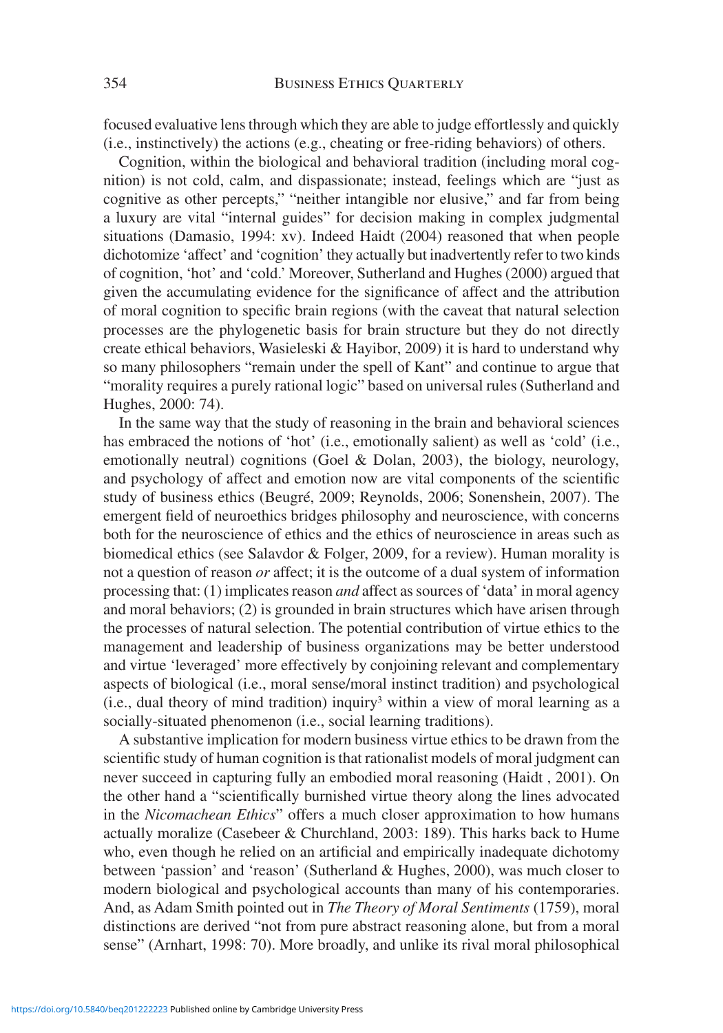focused evaluative lens through which they are able to judge effortlessly and quickly (i.e., instinctively) the actions (e.g., cheating or free-riding behaviors) of others.

Cognition, within the biological and behavioral tradition (including moral cognition) is not cold, calm, and dispassionate; instead, feelings which are "just as cognitive as other percepts," "neither intangible nor elusive," and far from being a luxury are vital "internal guides" for decision making in complex judgmental situations (Damasio, 1994: xv). Indeed Haidt (2004) reasoned that when people dichotomize 'affect' and 'cognition' they actually but inadvertently refer to two kinds of cognition, 'hot' and 'cold.' Moreover, Sutherland and Hughes (2000) argued that given the accumulating evidence for the significance of affect and the attribution of moral cognition to specific brain regions (with the caveat that natural selection processes are the phylogenetic basis for brain structure but they do not directly create ethical behaviors, Wasieleski & Hayibor, 2009) it is hard to understand why so many philosophers "remain under the spell of Kant" and continue to argue that "morality requires a purely rational logic" based on universal rules (Sutherland and Hughes, 2000: 74).

In the same way that the study of reasoning in the brain and behavioral sciences has embraced the notions of 'hot' (i.e., emotionally salient) as well as 'cold' (i.e., emotionally neutral) cognitions (Goel & Dolan, 2003), the biology, neurology, and psychology of affect and emotion now are vital components of the scientific study of business ethics (Beugré, 2009; Reynolds, 2006; Sonenshein, 2007). The emergent field of neuroethics bridges philosophy and neuroscience, with concerns both for the neuroscience of ethics and the ethics of neuroscience in areas such as biomedical ethics (see Salavdor & Folger, 2009, for a review). Human morality is not a question of reason *or* affect; it is the outcome of a dual system of information processing that: (1) implicates reason *and* affect as sources of 'data' in moral agency and moral behaviors; (2) is grounded in brain structures which have arisen through the processes of natural selection. The potential contribution of virtue ethics to the management and leadership of business organizations may be better understood and virtue 'leveraged' more effectively by conjoining relevant and complementary aspects of biological (i.e., moral sense/moral instinct tradition) and psychological (i.e., dual theory of mind tradition) inquiry[3] within a view of moral learning as a socially-situated phenomenon (i.e., social learning traditions).

A substantive implication for modern business virtue ethics to be drawn from the scientific study of human cognition is that rationalist models of moral judgment can never succeed in capturing fully an embodied moral reasoning (Haidt , 2001). On the other hand a "scientifically burnished virtue theory along the lines advocated in the *Nicomachean Ethics*" offers a much closer approximation to how humans actually moralize (Casebeer & Churchland, 2003: 189). This harks back to Hume who, even though he relied on an artificial and empirically inadequate dichotomy between 'passion' and 'reason' (Sutherland & Hughes, 2000), was much closer to modern biological and psychological accounts than many of his contemporaries. And, as Adam Smith pointed out in *The Theory of Moral Sentiments* (1759), moral distinctions are derived "not from pure abstract reasoning alone, but from a moral sense" (Arnhart, 1998: 70). More broadly, and unlike its rival moral philosophical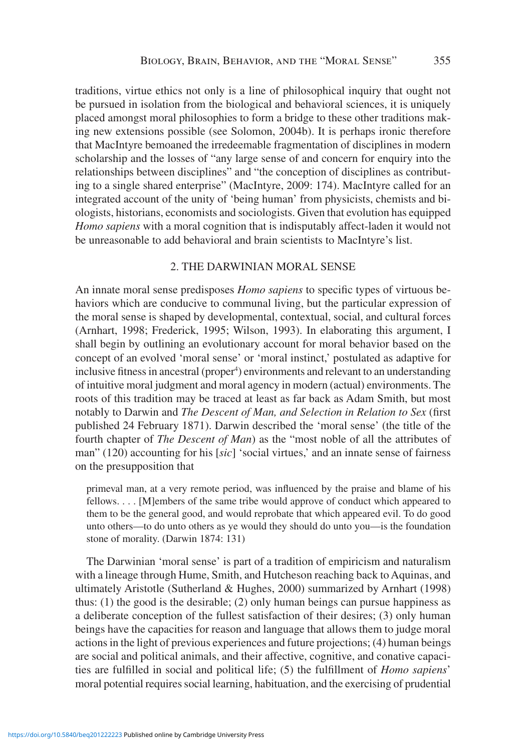traditions, virtue ethics not only is a line of philosophical inquiry that ought not be pursued in isolation from the biological and behavioral sciences, it is uniquely placed amongst moral philosophies to form a bridge to these other traditions making new extensions possible (see Solomon, 2004b). It is perhaps ironic therefore that MacIntyre bemoaned the irredeemable fragmentation of disciplines in modern scholarship and the losses of "any large sense of and concern for enquiry into the relationships between disciplines" and "the conception of disciplines as contributing to a single shared enterprise" (MacIntyre, 2009: 174). MacIntyre called for an integrated account of the unity of 'being human' from physicists, chemists and biologists, historians, economists and sociologists. Given that evolution has equipped *Homo sapiens* with a moral cognition that is indisputably affect-laden it would not be unreasonable to add behavioral and brain scientists to MacIntyre's list.

## 2. THE DARWINIAN MORAL SENSE

An innate moral sense predisposes *Homo sapiens* to specific types of virtuous behaviors which are conducive to communal living, but the particular expression of the moral sense is shaped by developmental, contextual, social, and cultural forces (Arnhart, 1998; Frederick, 1995; Wilson, 1993). In elaborating this argument, I shall begin by outlining an evolutionary account for moral behavior based on the concept of an evolved 'moral sense' or 'moral instinct,' postulated as adaptive for inclusive fitness in ancestral (proper[4]) environments and relevant to an understanding of intuitive moral judgment and moral agency in modern (actual) environments. The roots of this tradition may be traced at least as far back as Adam Smith, but most notably to Darwin and *The Descent of Man, and Selection in Relation to Sex* (first published 24 February 1871). Darwin described the 'moral sense' (the title of the fourth chapter of *The Descent of Man*) as the "most noble of all the attributes of man" (120) accounting for his [*sic*] 'social virtues,' and an innate sense of fairness on the presupposition that

> primeval man, at a very remote period, was influenced by the praise and blame of his fellows. . . . [M]embers of the same tribe would approve of conduct which appeared to them to be the general good, and would reprobate that which appeared evil. To do good unto others—to do unto others as ye would they should do unto you—is the foundation stone of morality. (Darwin 1874: 131)

The Darwinian 'moral sense' is part of a tradition of empiricism and naturalism with a lineage through Hume, Smith, and Hutcheson reaching back to Aquinas, and ultimately Aristotle (Sutherland & Hughes, 2000) summarized by Arnhart (1998) thus: (1) the good is the desirable; (2) only human beings can pursue happiness as a deliberate conception of the fullest satisfaction of their desires; (3) only human beings have the capacities for reason and language that allows them to judge moral actions in the light of previous experiences and future projections; (4) human beings are social and political animals, and their affective, cognitive, and conative capacities are fulfilled in social and political life; (5) the fulfillment of *Homo sapiens*' moral potential requires social learning, habituation, and the exercising of prudential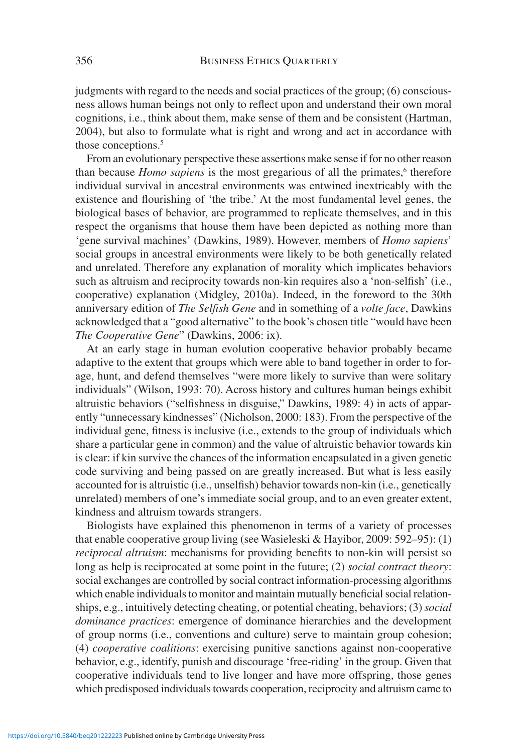judgments with regard to the needs and social practices of the group; (6) consciousness allows human beings not only to reflect upon and understand their own moral cognitions, i.e., think about them, make sense of them and be consistent (Hartman, 2004), but also to formulate what is right and wrong and act in accordance with those conceptions.[5]

From an evolutionary perspective these assertions make sense if for no other reason than because *Homo sapiens* is the most gregarious of all the primates,[6] therefore individual survival in ancestral environments was entwined inextricably with the existence and flourishing of 'the tribe.' At the most fundamental level genes, the biological bases of behavior, are programmed to replicate themselves, and in this respect the organisms that house them have been depicted as nothing more than 'gene survival machines' (Dawkins, 1989). However, members of *Homo sapiens*' social groups in ancestral environments were likely to be both genetically related and unrelated. Therefore any explanation of morality which implicates behaviors such as altruism and reciprocity towards non-kin requires also a 'non-selfish' (i.e., cooperative) explanation (Midgley, 2010a). Indeed, in the foreword to the 30th anniversary edition of *The Selfish Gene* and in something of a *volte face*, Dawkins acknowledged that a "good alternative" to the book's chosen title "would have been *The Cooperative Gene*" (Dawkins, 2006: ix).

At an early stage in human evolution cooperative behavior probably became adaptive to the extent that groups which were able to band together in order to forage, hunt, and defend themselves "were more likely to survive than were solitary individuals" (Wilson, 1993: 70). Across history and cultures human beings exhibit altruistic behaviors ("selfishness in disguise," Dawkins, 1989: 4) in acts of apparently "unnecessary kindnesses" (Nicholson, 2000: 183). From the perspective of the individual gene, fitness is inclusive (i.e., extends to the group of individuals which share a particular gene in common) and the value of altruistic behavior towards kin is clear: if kin survive the chances of the information encapsulated in a given genetic code surviving and being passed on are greatly increased. But what is less easily accounted for is altruistic (i.e., unselfish) behavior towards non-kin (i.e., genetically unrelated) members of one's immediate social group, and to an even greater extent, kindness and altruism towards strangers.

Biologists have explained this phenomenon in terms of a variety of processes that enable cooperative group living (see Wasieleski & Hayibor, 2009: 592–95): (1) *reciprocal altruism*: mechanisms for providing benefits to non-kin will persist so long as help is reciprocated at some point in the future; (2) *social contract theory*: social exchanges are controlled by social contract information-processing algorithms which enable individuals to monitor and maintain mutually beneficial social relationships, e.g., intuitively detecting cheating, or potential cheating, behaviors; (3) *social dominance practices*: emergence of dominance hierarchies and the development of group norms (i.e., conventions and culture) serve to maintain group cohesion; (4) *cooperative coalitions*: exercising punitive sanctions against non-cooperative behavior, e.g., identify, punish and discourage 'free-riding' in the group. Given that cooperative individuals tend to live longer and have more offspring, those genes which predisposed individuals towards cooperation, reciprocity and altruism came to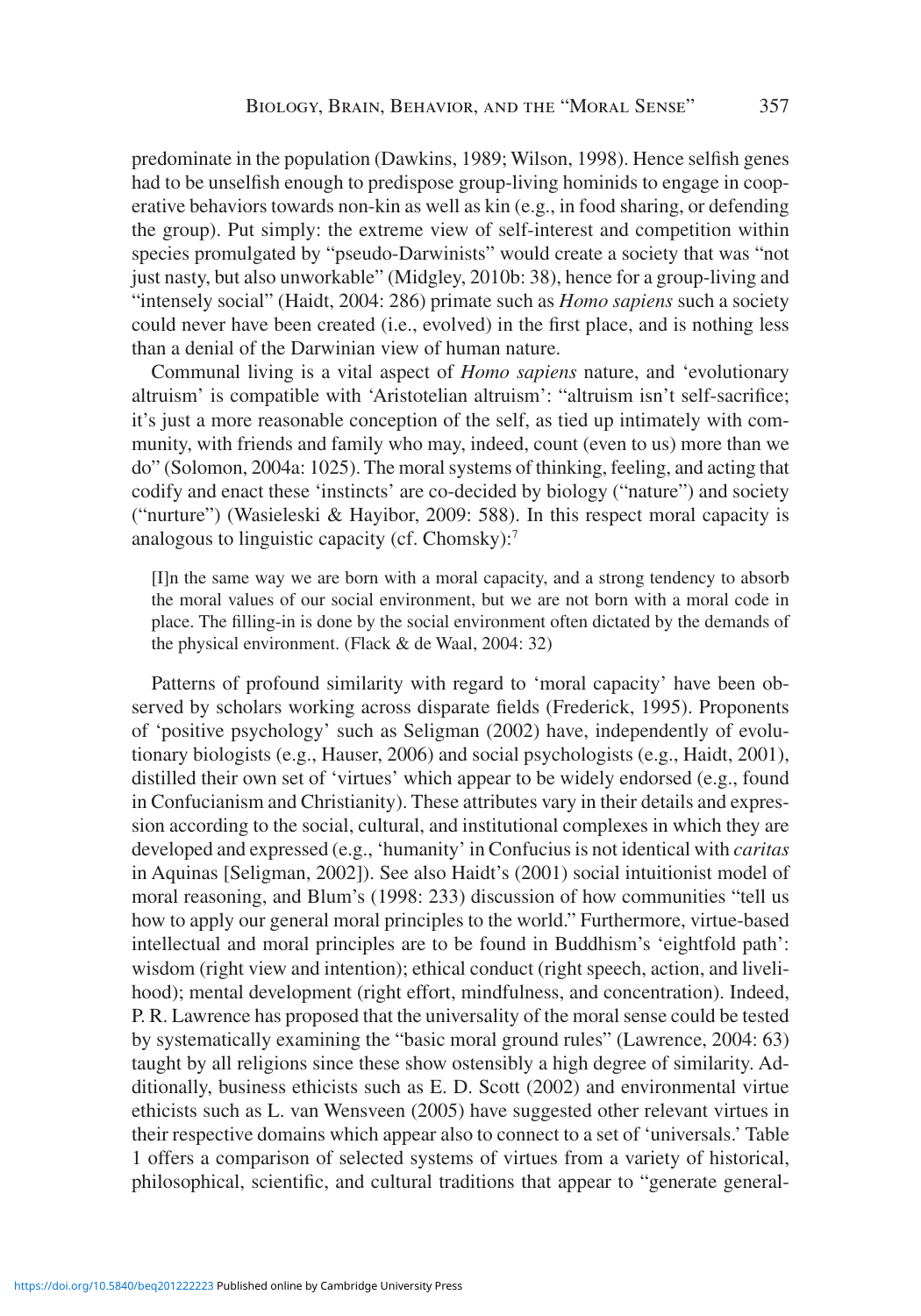predominate in the population (Dawkins, 1989; Wilson, 1998). Hence selfish genes had to be unselfish enough to predispose group-living hominids to engage in cooperative behaviors towards non-kin as well as kin (e.g., in food sharing, or defending the group). Put simply: the extreme view of self-interest and competition within species promulgated by "pseudo-Darwinists" would create a society that was "not just nasty, but also unworkable" (Midgley, 2010b: 38), hence for a group-living and "intensely social" (Haidt, 2004: 286) primate such as *Homo sapiens* such a society could never have been created (i.e., evolved) in the first place, and is nothing less than a denial of the Darwinian view of human nature.

Communal living is a vital aspect of *Homo sapiens* nature, and 'evolutionary altruism' is compatible with 'Aristotelian altruism': "altruism isn't self-sacrifice; it's just a more reasonable conception of the self, as tied up intimately with community, with friends and family who may, indeed, count (even to us) more than we do" (Solomon, 2004a: 1025). The moral systems of thinking, feeling, and acting that codify and enact these 'instincts' are co-decided by biology ("nature") and society ("nurture") (Wasieleski & Hayibor, 2009: 588). In this respect moral capacity is analogous to linguistic capacity (cf. Chomsky):[7]

> [I]n the same way we are born with a moral capacity, and a strong tendency to absorb the moral values of our social environment, but we are not born with a moral code in place. The filling-in is done by the social environment often dictated by the demands of the physical environment. (Flack & de Waal, 2004: 32)

Patterns of profound similarity with regard to 'moral capacity' have been observed by scholars working across disparate fields (Frederick, 1995). Proponents of 'positive psychology' such as Seligman (2002) have, independently of evolutionary biologists (e.g., Hauser, 2006) and social psychologists (e.g., Haidt, 2001), distilled their own set of 'virtues' which appear to be widely endorsed (e.g., found in Confucianism and Christianity). These attributes vary in their details and expression according to the social, cultural, and institutional complexes in which they are developed and expressed (e.g., 'humanity' in Confucius is not identical with *caritas* in Aquinas [Seligman, 2002]). See also Haidt's (2001) social intuitionist model of moral reasoning, and Blum's (1998: 233) discussion of how communities "tell us how to apply our general moral principles to the world." Furthermore, virtue-based intellectual and moral principles are to be found in Buddhism's 'eightfold path': wisdom (right view and intention); ethical conduct (right speech, action, and livelihood); mental development (right effort, mindfulness, and concentration). Indeed, P. R. Lawrence has proposed that the universality of the moral sense could be tested by systematically examining the "basic moral ground rules" (Lawrence, 2004: 63) taught by all religions since these show ostensibly a high degree of similarity. Additionally, business ethicists such as E. D. Scott (2002) and environmental virtue ethicists such as L. van Wensveen (2005) have suggested other relevant virtues in their respective domains which appear also to connect to a set of 'universals.' Table 1 offers a comparison of selected systems of virtues from a variety of historical, philosophical, scientific, and cultural traditions that appear to "generate general-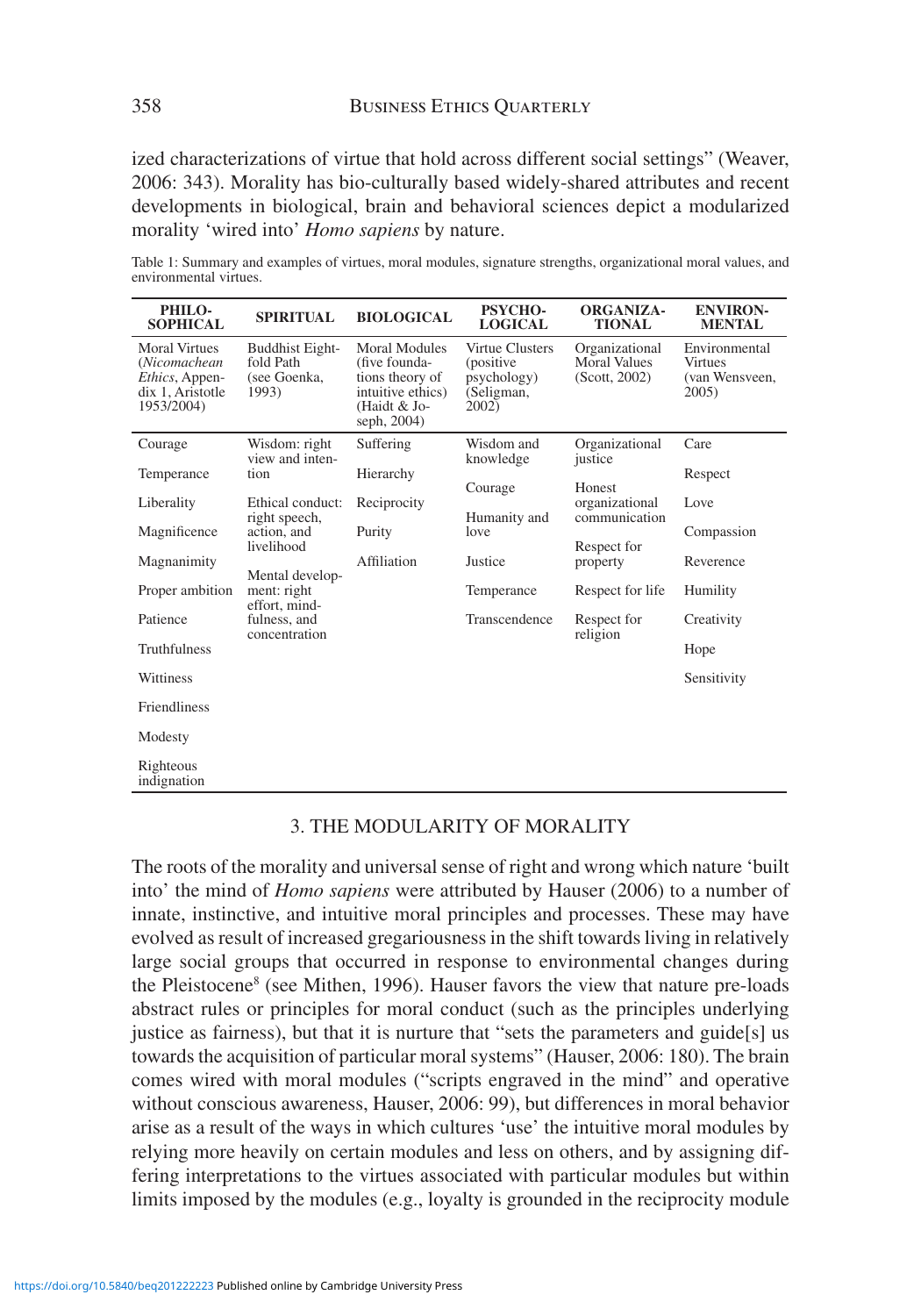ized characterizations of virtue that hold across different social settings" (Weaver, 2006: 343). Morality has bio-culturally based widely-shared attributes and recent developments in biological, brain and behavioral sciences depict a modularized morality 'wired into' *Homo sapiens* by nature.

Table 1: Summary and examples of virtues, moral modules, signature strengths, organizational moral values, and environmental virtues.

| PHILOSOPHICAL | SPIRITUAL | BIOLOGICAL | PSYCHOLOGICAL | ORGANIZATIONAL | ENVIRONMENTAL |
|---|---|---|---|---|---|
| Moral Virtues (*Nicomachean Ethics*, Appendix 1, Aristotle 1953/2004) | Buddhist Eightfold Path (see Goenka, 1993) | Moral Modules (five foundations theory of intuitive ethics) (Haidt & Joseph, 2004) | Virtue Clusters (positive psychology) (Seligman, 2002) | Organizational Moral Values (Scott, 2002) | Environmental Virtues (van Wensveen, 2005) |
| Courage | Wisdom: right view and intention | Suffering | Wisdom and knowledge | Organizational justice | Care |
| Temperance | Ethical conduct: right speech, action, and livelihood | Hierarchy | Courage | Honest organizational communication | Respect |
| Liberality | Mental development: right effort, mindfulness, and concentration | Reciprocity | Humanity and love | Respect for property | Love |
| Magnificence | | Purity | Justice | Respect for life | Compassion |
| Magnanimity | | Affiliation | Temperance | Respect for religion | Reverence |
| Proper ambition | | | Transcendence | | Humility |
| Patience | | | | | Creativity |
| Truthfulness | | | | | Hope |
| Wittiness | | | | | Sensitivity |
| Friendliness | | | | | |
| Modesty | | | | | |
| Righteous indignation | | | | | |

## 3. THE MODULARITY OF MORALITY

The roots of the morality and universal sense of right and wrong which nature 'built into' the mind of *Homo sapiens* were attributed by Hauser (2006) to a number of innate, instinctive, and intuitive moral principles and processes. These may have evolved as result of increased gregariousness in the shift towards living in relatively large social groups that occurred in response to environmental changes during the Pleistocene[8] (see Mithen, 1996). Hauser favors the view that nature pre-loads abstract rules or principles for moral conduct (such as the principles underlying justice as fairness), but that it is nurture that "sets the parameters and guide[s] us towards the acquisition of particular moral systems" (Hauser, 2006: 180). The brain comes wired with moral modules ("scripts engraved in the mind" and operative without conscious awareness, Hauser, 2006: 99), but differences in moral behavior arise as a result of the ways in which cultures 'use' the intuitive moral modules by relying more heavily on certain modules and less on others, and by assigning differing interpretations to the virtues associated with particular modules but within limits imposed by the modules (e.g., loyalty is grounded in the reciprocity module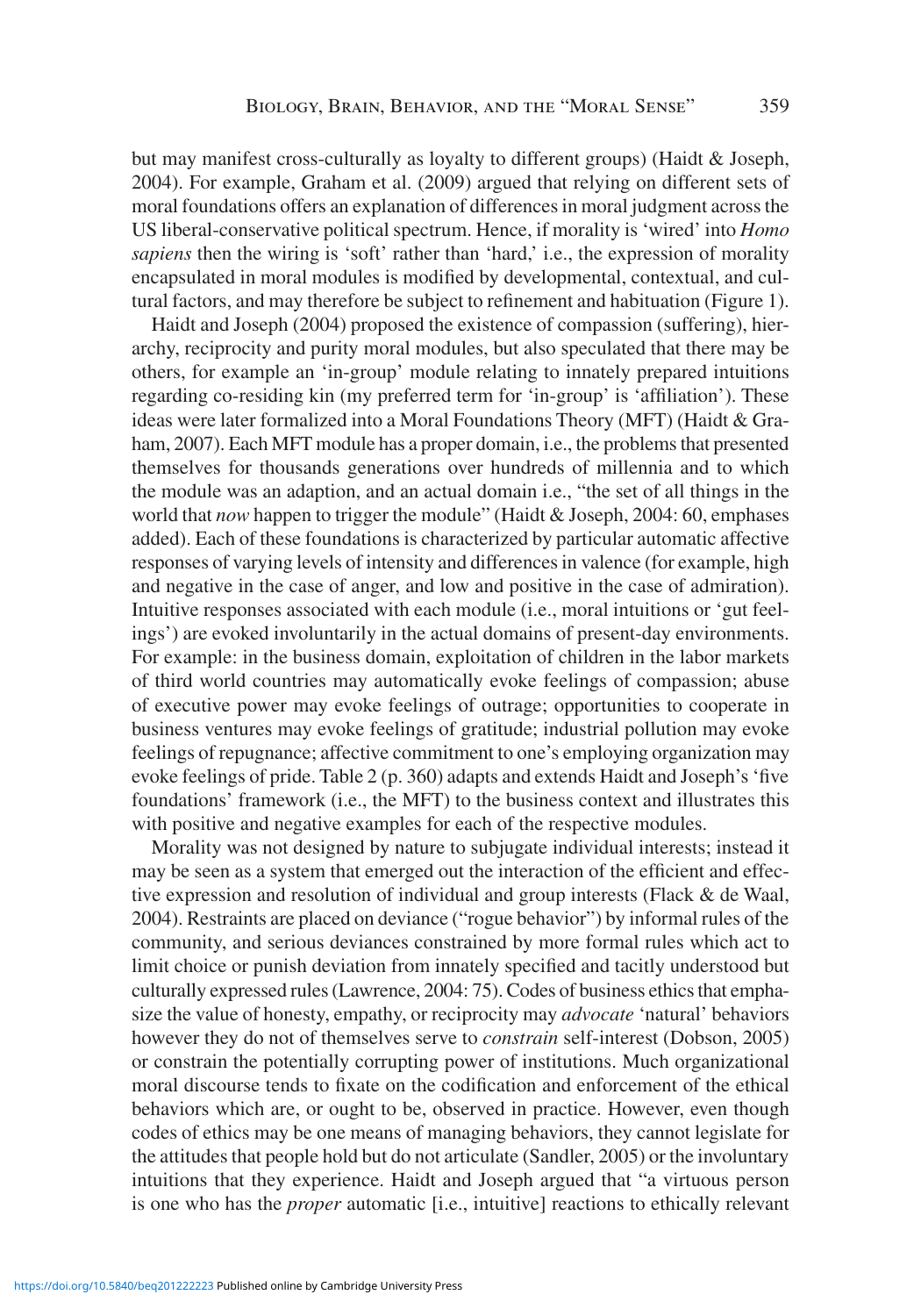but may manifest cross-culturally as loyalty to different groups) (Haidt & Joseph, 2004). For example, Graham et al. (2009) argued that relying on different sets of moral foundations offers an explanation of differences in moral judgment across the US liberal-conservative political spectrum. Hence, if morality is 'wired' into *Homo sapiens* then the wiring is 'soft' rather than 'hard,' i.e., the expression of morality encapsulated in moral modules is modified by developmental, contextual, and cultural factors, and may therefore be subject to refinement and habituation (Figure 1).

Haidt and Joseph (2004) proposed the existence of compassion (suffering), hierarchy, reciprocity and purity moral modules, but also speculated that there may be others, for example an 'in-group' module relating to innately prepared intuitions regarding co-residing kin (my preferred term for 'in-group' is 'affiliation'). These ideas were later formalized into a Moral Foundations Theory (MFT) (Haidt & Graham, 2007). Each MFT module has a proper domain, i.e., the problems that presented themselves for thousands generations over hundreds of millennia and to which the module was an adaption, and an actual domain i.e., "the set of all things in the world that *now* happen to trigger the module" (Haidt & Joseph, 2004: 60, emphases added). Each of these foundations is characterized by particular automatic affective responses of varying levels of intensity and differences in valence (for example, high and negative in the case of anger, and low and positive in the case of admiration). Intuitive responses associated with each module (i.e., moral intuitions or 'gut feelings') are evoked involuntarily in the actual domains of present-day environments. For example: in the business domain, exploitation of children in the labor markets of third world countries may automatically evoke feelings of compassion; abuse of executive power may evoke feelings of outrage; opportunities to cooperate in business ventures may evoke feelings of gratitude; industrial pollution may evoke feelings of repugnance; affective commitment to one's employing organization may evoke feelings of pride. Table 2 (p. 360) adapts and extends Haidt and Joseph's 'five foundations' framework (i.e., the MFT) to the business context and illustrates this with positive and negative examples for each of the respective modules.

Morality was not designed by nature to subjugate individual interests; instead it may be seen as a system that emerged out the interaction of the efficient and effective expression and resolution of individual and group interests (Flack & de Waal, 2004). Restraints are placed on deviance ("rogue behavior") by informal rules of the community, and serious deviances constrained by more formal rules which act to limit choice or punish deviation from innately specified and tacitly understood but culturally expressed rules (Lawrence, 2004: 75). Codes of business ethics that emphasize the value of honesty, empathy, or reciprocity may *advocate* 'natural' behaviors however they do not of themselves serve to *constrain* self-interest (Dobson, 2005) or constrain the potentially corrupting power of institutions. Much organizational moral discourse tends to fixate on the codification and enforcement of the ethical behaviors which are, or ought to be, observed in practice. However, even though codes of ethics may be one means of managing behaviors, they cannot legislate for the attitudes that people hold but do not articulate (Sandler, 2005) or the involuntary intuitions that they experience. Haidt and Joseph argued that "a virtuous person is one who has the *proper* automatic [i.e., intuitive] reactions to ethically relevant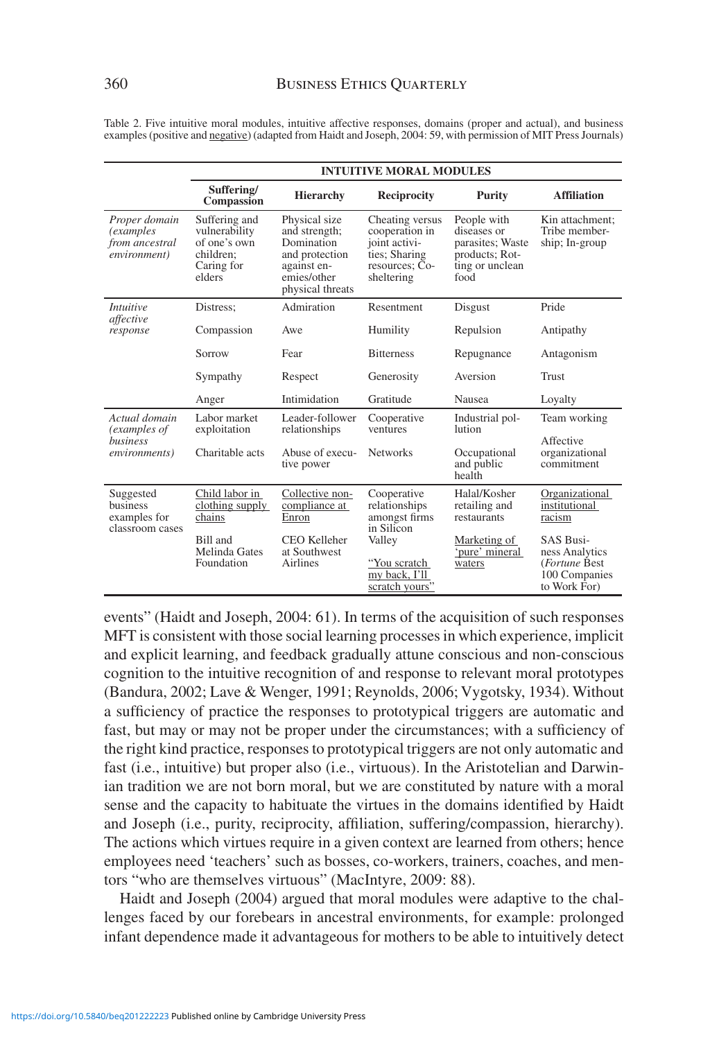Table 2. Five intuitive moral modules, intuitive affective responses, domains (proper and actual), and business examples (positive and <u>negative</u>) (adapted from Haidt and Joseph, 2004: 59, with permission of MIT Press Journals)

| | **INTUITIVE MORAL MODULES** | | | | |
|---|---|---|---|---|---|
| | **Suffering/ Compassion** | **Hierarchy** | **Reciprocity** | **Purity** | **Affiliation** |
| *Proper domain (examples from ancestral environment)* | Suffering and vulnerability of one's own children; Caring for elders | Physical size and strength; Domination and protection against enemies/other physical threats | Cheating versus cooperation in joint activities; Sharing resources; Co-sheltering | People with diseases or parasites; Waste products; Rotting or unclean food | Kin attachment; Tribe membership; In-group |
| *Intuitive affective response* | Distress; | Admiration | Resentment | Disgust | Pride |
| | Compassion | Awe | Humility | Repulsion | Antipathy |
| | Sorrow | Fear | Bitterness | Repugnance | Antagonism |
| | Sympathy | Respect | Generosity | Aversion | Trust |
| | Anger | Intimidation | Gratitude | Nausea | Loyalty |
| *Actual domain (examples of business environments)* | Labor market exploitation | Leader-follower relationships | Cooperative ventures | Industrial pollution | Team working |
| | Charitable acts | Abuse of executive power | Networks | Occupational and public health | Affective organizational commitment |
| Suggested business examples for classroom cases | <u>Child labor in clothing supply chains</u> | <u>Collective non-compliance at Enron</u> | Cooperative relationships amongst firms in Silicon Valley | Halal/Kosher retailing and restaurants | <u>Organizational institutional racism</u> |
| | Bill and Melinda Gates Foundation | CEO Kelleher at Southwest Airlines | <u>"You scratch my back, I'll scratch yours"</u> | <u>Marketing of 'pure' mineral waters</u> | SAS Business Analytics (*Fortune* Best 100 Companies to Work For) |

events" (Haidt and Joseph, 2004: 61). In terms of the acquisition of such responses MFT is consistent with those social learning processes in which experience, implicit and explicit learning, and feedback gradually attune conscious and non-conscious cognition to the intuitive recognition of and response to relevant moral prototypes (Bandura, 2002; Lave & Wenger, 1991; Reynolds, 2006; Vygotsky, 1934). Without a sufficiency of practice the responses to prototypical triggers are automatic and fast, but may or may not be proper under the circumstances; with a sufficiency of the right kind practice, responses to prototypical triggers are not only automatic and fast (i.e., intuitive) but proper also (i.e., virtuous). In the Aristotelian and Darwinian tradition we are not born moral, but we are constituted by nature with a moral sense and the capacity to habituate the virtues in the domains identified by Haidt and Joseph (i.e., purity, reciprocity, affiliation, suffering/compassion, hierarchy). The actions which virtues require in a given context are learned from others; hence employees need 'teachers' such as bosses, co-workers, trainers, coaches, and mentors "who are themselves virtuous" (MacIntyre, 2009: 88).

Haidt and Joseph (2004) argued that moral modules were adaptive to the challenges faced by our forebears in ancestral environments, for example: prolonged infant dependence made it advantageous for mothers to be able to intuitively detect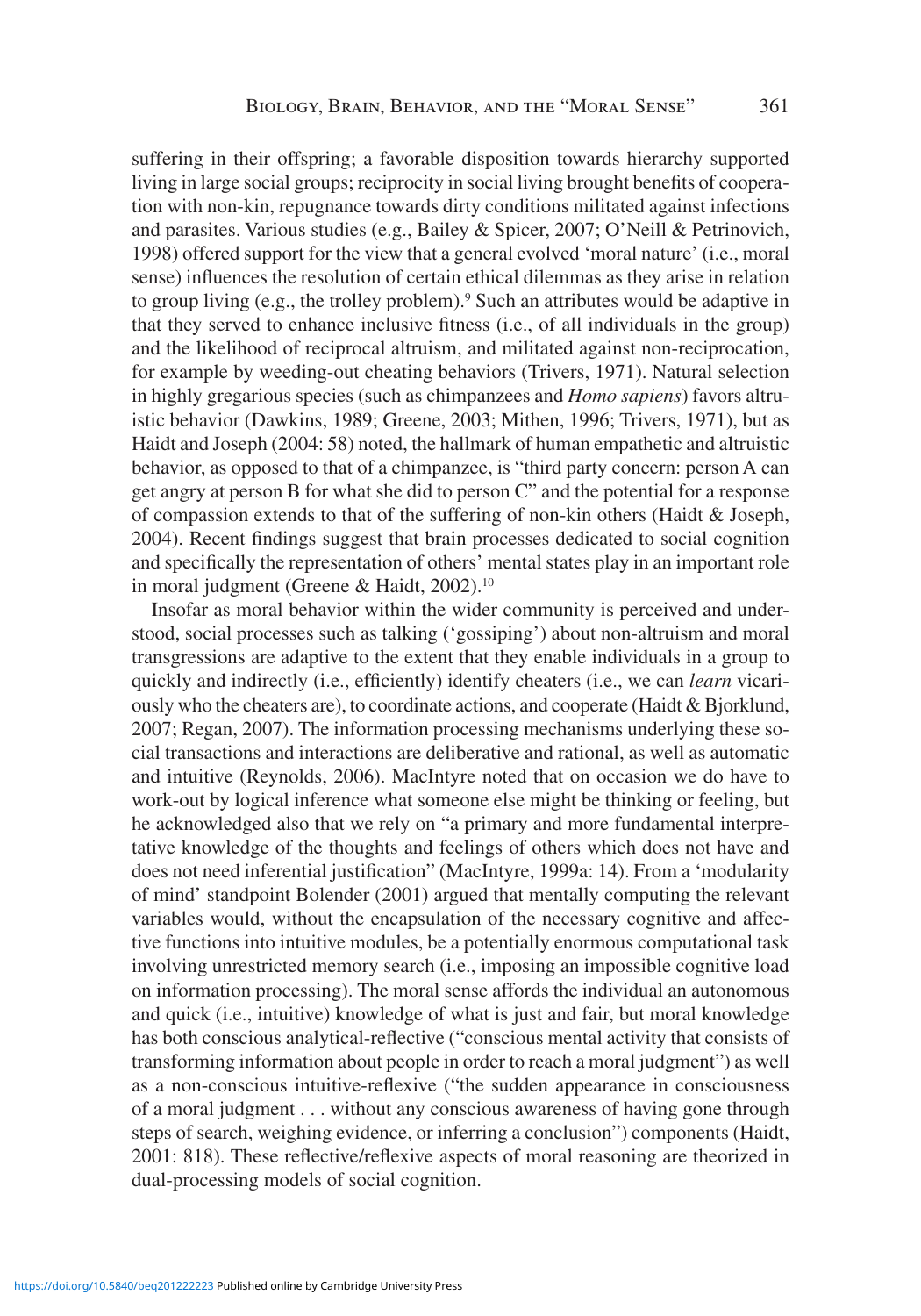suffering in their offspring; a favorable disposition towards hierarchy supported living in large social groups; reciprocity in social living brought benefits of cooperation with non-kin, repugnance towards dirty conditions militated against infections and parasites. Various studies (e.g., Bailey & Spicer, 2007; O'Neill & Petrinovich, 1998) offered support for the view that a general evolved 'moral nature' (i.e., moral sense) influences the resolution of certain ethical dilemmas as they arise in relation to group living (e.g., the trolley problem).[9] Such an attributes would be adaptive in that they served to enhance inclusive fitness (i.e., of all individuals in the group) and the likelihood of reciprocal altruism, and militated against non-reciprocation, for example by weeding-out cheating behaviors (Trivers, 1971). Natural selection in highly gregarious species (such as chimpanzees and *Homo sapiens*) favors altruistic behavior (Dawkins, 1989; Greene, 2003; Mithen, 1996; Trivers, 1971), but as Haidt and Joseph (2004: 58) noted, the hallmark of human empathetic and altruistic behavior, as opposed to that of a chimpanzee, is "third party concern: person A can get angry at person B for what she did to person C" and the potential for a response of compassion extends to that of the suffering of non-kin others (Haidt & Joseph, 2004). Recent findings suggest that brain processes dedicated to social cognition and specifically the representation of others' mental states play in an important role in moral judgment (Greene & Haidt, 2002).[10]

Insofar as moral behavior within the wider community is perceived and understood, social processes such as talking ('gossiping') about non-altruism and moral transgressions are adaptive to the extent that they enable individuals in a group to quickly and indirectly (i.e., efficiently) identify cheaters (i.e., we can *learn* vicariously who the cheaters are), to coordinate actions, and cooperate (Haidt & Bjorklund, 2007; Regan, 2007). The information processing mechanisms underlying these social transactions and interactions are deliberative and rational, as well as automatic and intuitive (Reynolds, 2006). MacIntyre noted that on occasion we do have to work-out by logical inference what someone else might be thinking or feeling, but he acknowledged also that we rely on "a primary and more fundamental interpretative knowledge of the thoughts and feelings of others which does not have and does not need inferential justification" (MacIntyre, 1999a: 14). From a 'modularity of mind' standpoint Bolender (2001) argued that mentally computing the relevant variables would, without the encapsulation of the necessary cognitive and affective functions into intuitive modules, be a potentially enormous computational task involving unrestricted memory search (i.e., imposing an impossible cognitive load on information processing). The moral sense affords the individual an autonomous and quick (i.e., intuitive) knowledge of what is just and fair, but moral knowledge has both conscious analytical-reflective ("conscious mental activity that consists of transforming information about people in order to reach a moral judgment") as well as a non-conscious intuitive-reflexive ("the sudden appearance in consciousness of a moral judgment . . . without any conscious awareness of having gone through steps of search, weighing evidence, or inferring a conclusion") components (Haidt, 2001: 818). These reflective/reflexive aspects of moral reasoning are theorized in dual-processing models of social cognition.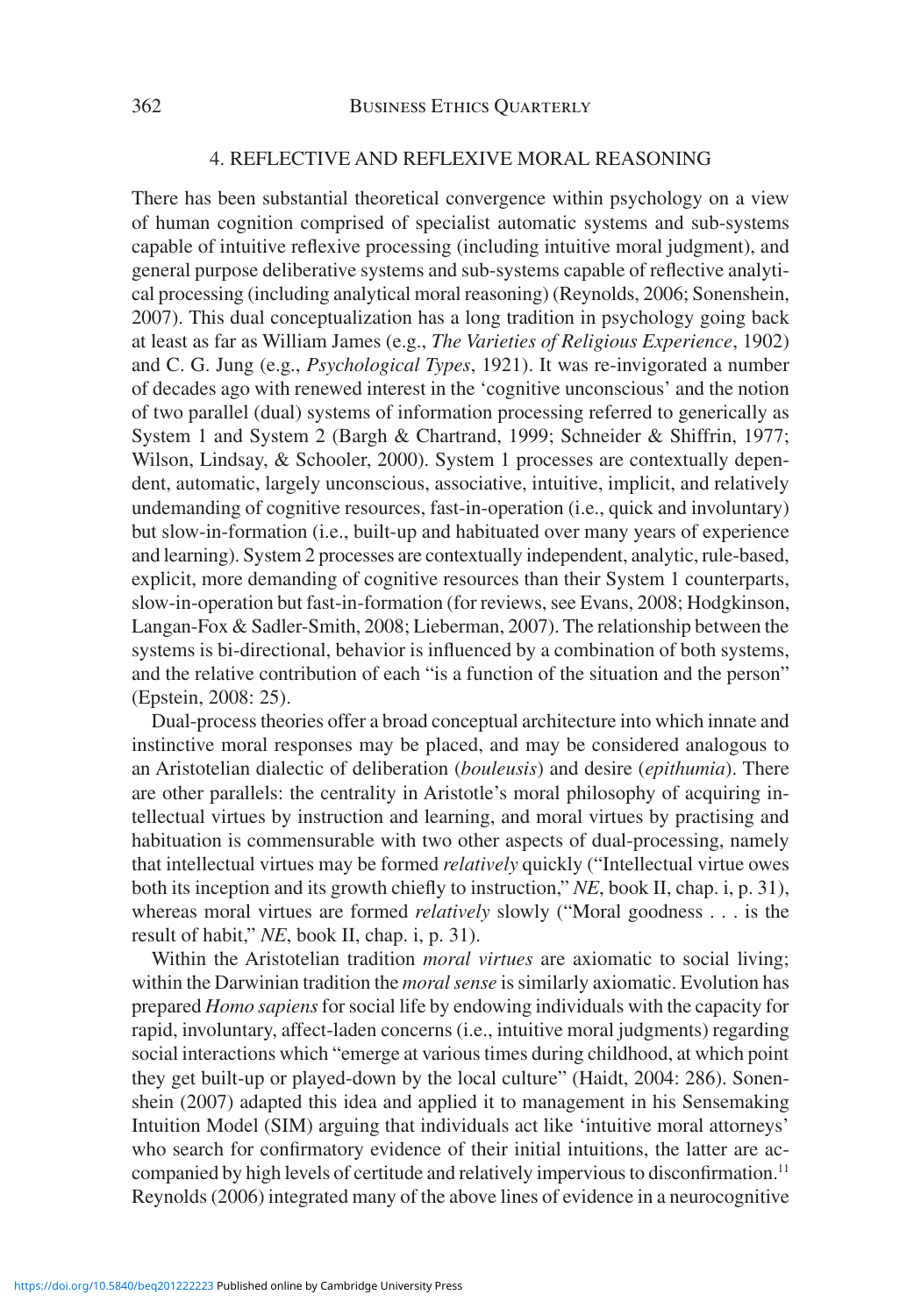## 4. REFLECTIVE AND REFLEXIVE MORAL REASONING

There has been substantial theoretical convergence within psychology on a view of human cognition comprised of specialist automatic systems and sub-systems capable of intuitive reflexive processing (including intuitive moral judgment), and general purpose deliberative systems and sub-systems capable of reflective analytical processing (including analytical moral reasoning) (Reynolds, 2006; Sonenshein, 2007). This dual conceptualization has a long tradition in psychology going back at least as far as William James (e.g., *The Varieties of Religious Experience*, 1902) and C. G. Jung (e.g., *Psychological Types*, 1921). It was re-invigorated a number of decades ago with renewed interest in the 'cognitive unconscious' and the notion of two parallel (dual) systems of information processing referred to generically as System 1 and System 2 (Bargh & Chartrand, 1999; Schneider & Shiffrin, 1977; Wilson, Lindsay, & Schooler, 2000). System 1 processes are contextually dependent, automatic, largely unconscious, associative, intuitive, implicit, and relatively undemanding of cognitive resources, fast-in-operation (i.e., quick and involuntary) but slow-in-formation (i.e., built-up and habituated over many years of experience and learning). System 2 processes are contextually independent, analytic, rule-based, explicit, more demanding of cognitive resources than their System 1 counterparts, slow-in-operation but fast-in-formation (for reviews, see Evans, 2008; Hodgkinson, Langan-Fox & Sadler-Smith, 2008; Lieberman, 2007). The relationship between the systems is bi-directional, behavior is influenced by a combination of both systems, and the relative contribution of each "is a function of the situation and the person" (Epstein, 2008: 25).

Dual-process theories offer a broad conceptual architecture into which innate and instinctive moral responses may be placed, and may be considered analogous to an Aristotelian dialectic of deliberation (*bouleusis*) and desire (*epithumia*). There are other parallels: the centrality in Aristotle's moral philosophy of acquiring intellectual virtues by instruction and learning, and moral virtues by practising and habituation is commensurable with two other aspects of dual-processing, namely that intellectual virtues may be formed *relatively* quickly ("Intellectual virtue owes both its inception and its growth chiefly to instruction," *NE*, book II, chap. i, p. 31), whereas moral virtues are formed *relatively* slowly ("Moral goodness . . . is the result of habit," *NE*, book II, chap. i, p. 31).

Within the Aristotelian tradition *moral virtues* are axiomatic to social living; within the Darwinian tradition the *moral sense* is similarly axiomatic. Evolution has prepared *Homo sapiens* for social life by endowing individuals with the capacity for rapid, involuntary, affect-laden concerns (i.e., intuitive moral judgments) regarding social interactions which "emerge at various times during childhood, at which point they get built-up or played-down by the local culture" (Haidt, 2004: 286). Sonenshein (2007) adapted this idea and applied it to management in his Sensemaking Intuition Model (SIM) arguing that individuals act like 'intuitive moral attorneys' who search for confirmatory evidence of their initial intuitions, the latter are accompanied by high levels of certitude and relatively impervious to disconfirmation.[11] Reynolds (2006) integrated many of the above lines of evidence in a neurocognitive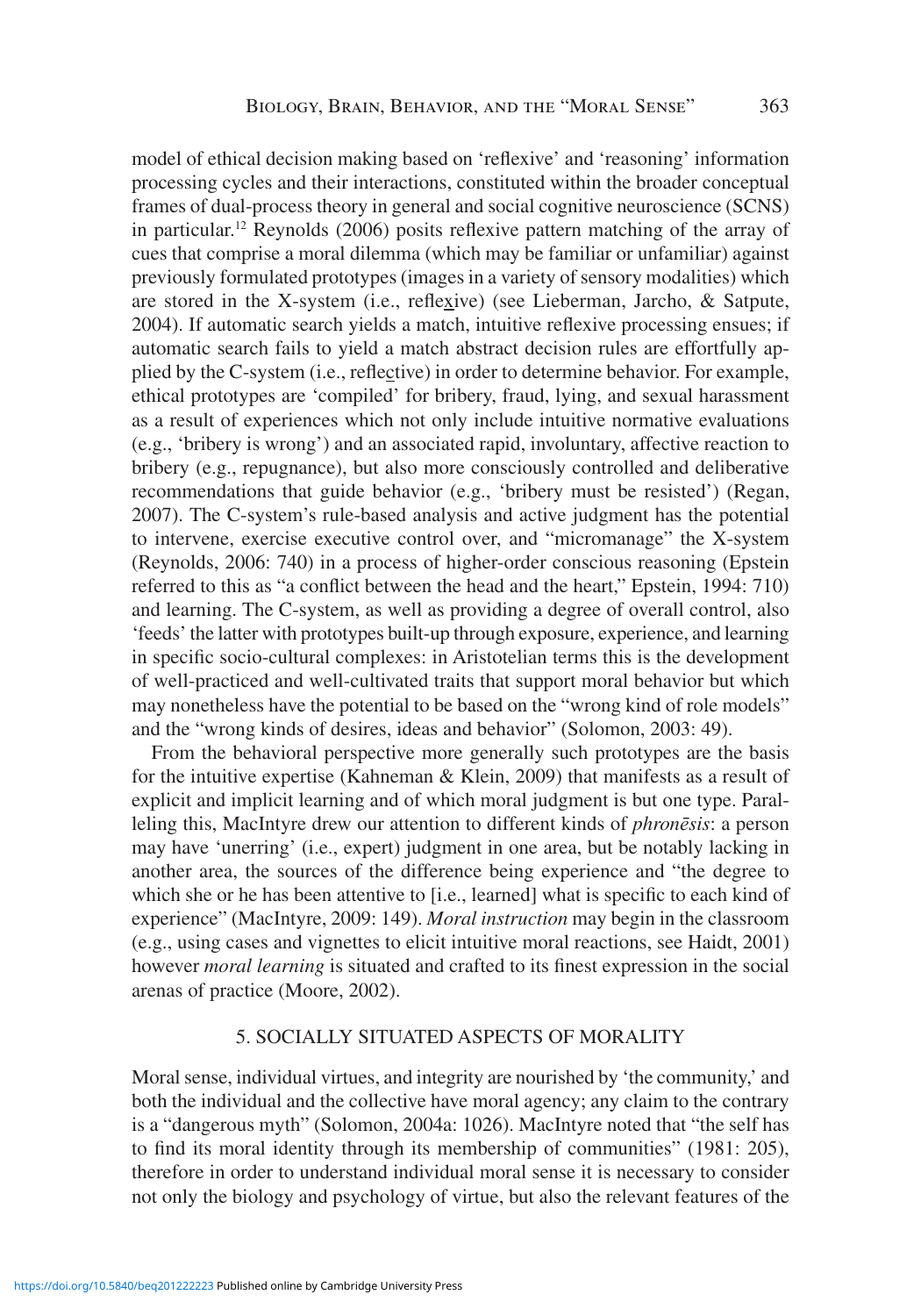model of ethical decision making based on 'reflexive' and 'reasoning' information processing cycles and their interactions, constituted within the broader conceptual frames of dual-process theory in general and social cognitive neuroscience (SCNS) in particular.[12] Reynolds (2006) posits reflexive pattern matching of the array of cues that comprise a moral dilemma (which may be familiar or unfamiliar) against previously formulated prototypes (images in a variety of sensory modalities) which are stored in the X-system (i.e., refle<u>x</u>ive) (see Lieberman, Jarcho, & Satpute, 2004). If automatic search yields a match, intuitive reflexive processing ensues; if automatic search fails to yield a match abstract decision rules are effortfully applied by the C-system (i.e., refle<u>c</u>tive) in order to determine behavior. For example, ethical prototypes are 'compiled' for bribery, fraud, lying, and sexual harassment as a result of experiences which not only include intuitive normative evaluations (e.g., 'bribery is wrong') and an associated rapid, involuntary, affective reaction to bribery (e.g., repugnance), but also more consciously controlled and deliberative recommendations that guide behavior (e.g., 'bribery must be resisted') (Regan, 2007). The C-system's rule-based analysis and active judgment has the potential to intervene, exercise executive control over, and "micromanage" the X-system (Reynolds, 2006: 740) in a process of higher-order conscious reasoning (Epstein referred to this as "a conflict between the head and the heart," Epstein, 1994: 710) and learning. The C-system, as well as providing a degree of overall control, also 'feeds' the latter with prototypes built-up through exposure, experience, and learning in specific socio-cultural complexes: in Aristotelian terms this is the development of well-practiced and well-cultivated traits that support moral behavior but which may nonetheless have the potential to be based on the "wrong kind of role models" and the "wrong kinds of desires, ideas and behavior" (Solomon, 2003: 49).

From the behavioral perspective more generally such prototypes are the basis for the intuitive expertise (Kahneman & Klein, 2009) that manifests as a result of explicit and implicit learning and of which moral judgment is but one type. Paralleling this, MacIntyre drew our attention to different kinds of *phronēsis*: a person may have 'unerring' (i.e., expert) judgment in one area, but be notably lacking in another area, the sources of the difference being experience and "the degree to which she or he has been attentive to [i.e., learned] what is specific to each kind of experience" (MacIntyre, 2009: 149). *Moral instruction* may begin in the classroom (e.g., using cases and vignettes to elicit intuitive moral reactions, see Haidt, 2001) however *moral learning* is situated and crafted to its finest expression in the social arenas of practice (Moore, 2002).

## 5. SOCIALLY SITUATED ASPECTS OF MORALITY

Moral sense, individual virtues, and integrity are nourished by 'the community,' and both the individual and the collective have moral agency; any claim to the contrary is a "dangerous myth" (Solomon, 2004a: 1026). MacIntyre noted that "the self has to find its moral identity through its membership of communities" (1981: 205), therefore in order to understand individual moral sense it is necessary to consider not only the biology and psychology of virtue, but also the relevant features of the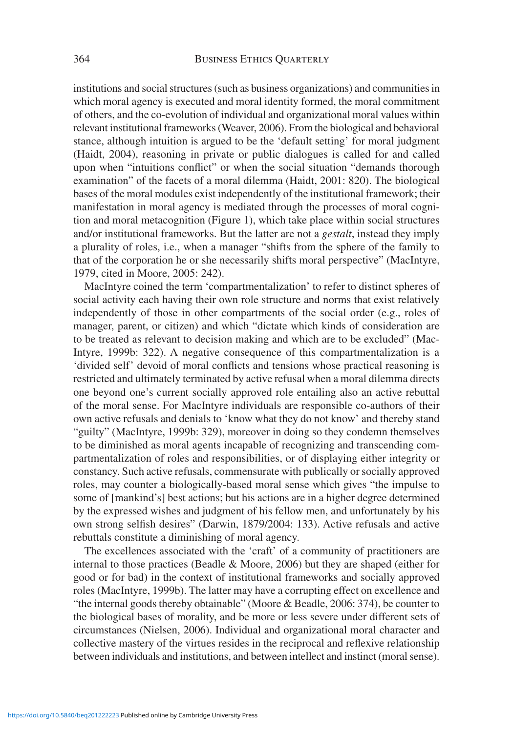institutions and social structures (such as business organizations) and communities in which moral agency is executed and moral identity formed, the moral commitment of others, and the co-evolution of individual and organizational moral values within relevant institutional frameworks (Weaver, 2006). From the biological and behavioral stance, although intuition is argued to be the 'default setting' for moral judgment (Haidt, 2004), reasoning in private or public dialogues is called for and called upon when "intuitions conflict" or when the social situation "demands thorough examination" of the facets of a moral dilemma (Haidt, 2001: 820). The biological bases of the moral modules exist independently of the institutional framework; their manifestation in moral agency is mediated through the processes of moral cognition and moral metacognition (Figure 1), which take place within social structures and/or institutional frameworks. But the latter are not a *gestalt*, instead they imply a plurality of roles, i.e., when a manager "shifts from the sphere of the family to that of the corporation he or she necessarily shifts moral perspective" (MacIntyre, 1979, cited in Moore, 2005: 242).

MacIntyre coined the term 'compartmentalization' to refer to distinct spheres of social activity each having their own role structure and norms that exist relatively independently of those in other compartments of the social order (e.g., roles of manager, parent, or citizen) and which "dictate which kinds of consideration are to be treated as relevant to decision making and which are to be excluded" (MacIntyre, 1999b: 322). A negative consequence of this compartmentalization is a 'divided self' devoid of moral conflicts and tensions whose practical reasoning is restricted and ultimately terminated by active refusal when a moral dilemma directs one beyond one's current socially approved role entailing also an active rebuttal of the moral sense. For MacIntyre individuals are responsible co-authors of their own active refusals and denials to 'know what they do not know' and thereby stand "guilty" (MacIntyre, 1999b: 329), moreover in doing so they condemn themselves to be diminished as moral agents incapable of recognizing and transcending compartmentalization of roles and responsibilities, or of displaying either integrity or constancy. Such active refusals, commensurate with publically or socially approved roles, may counter a biologically-based moral sense which gives "the impulse to some of [mankind's] best actions; but his actions are in a higher degree determined by the expressed wishes and judgment of his fellow men, and unfortunately by his own strong selfish desires" (Darwin, 1879/2004: 133). Active refusals and active rebuttals constitute a diminishing of moral agency.

The excellences associated with the 'craft' of a community of practitioners are internal to those practices (Beadle & Moore, 2006) but they are shaped (either for good or for bad) in the context of institutional frameworks and socially approved roles (MacIntyre, 1999b). The latter may have a corrupting effect on excellence and "the internal goods thereby obtainable" (Moore & Beadle, 2006: 374), be counter to the biological bases of morality, and be more or less severe under different sets of circumstances (Nielsen, 2006). Individual and organizational moral character and collective mastery of the virtues resides in the reciprocal and reflexive relationship between individuals and institutions, and between intellect and instinct (moral sense).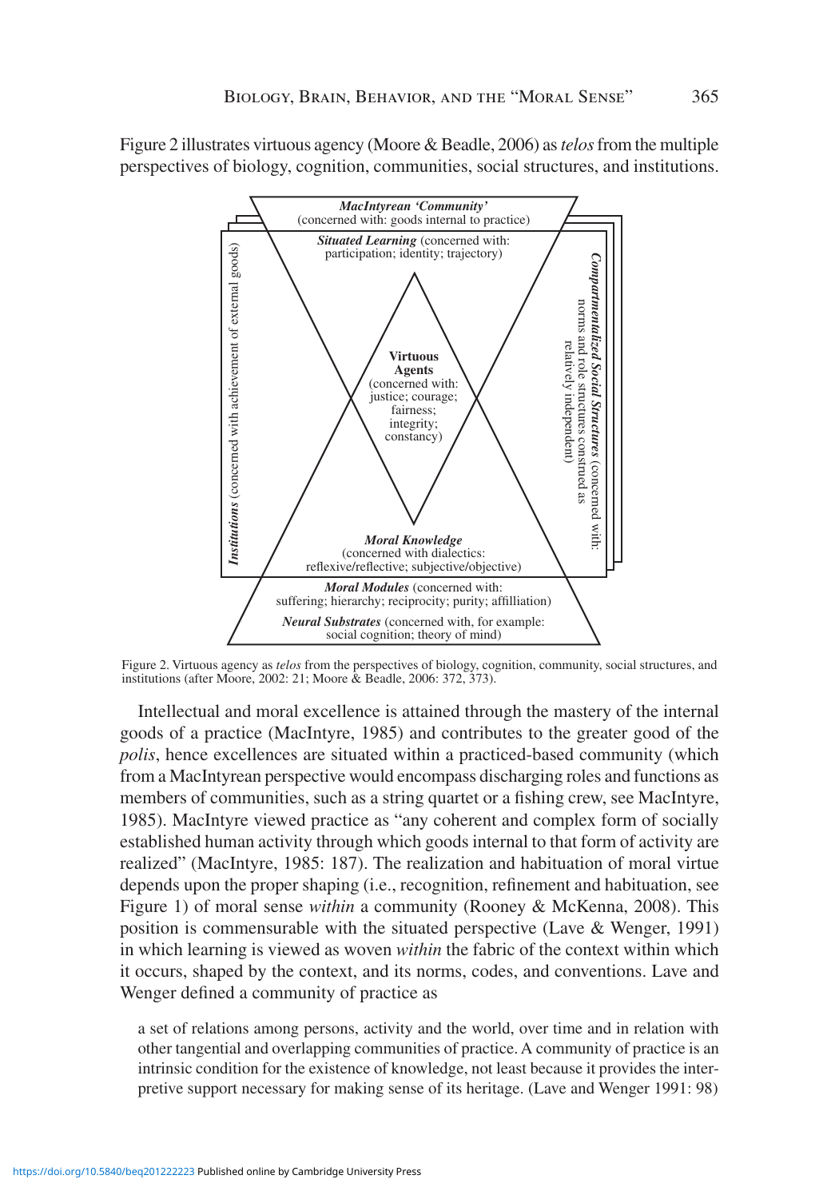Figure 2 illustrates virtuous agency (Moore & Beadle, 2006) as *telos* from the multiple perspectives of biology, cognition, communities, social structures, and institutions.

***MacIntyrean 'Community'*** (concerned with: goods internal to practice)

***Situated Learning*** (concerned with: participation; identity; trajectory)

**Virtuous Agents** (concerned with: justice; courage; fairness; integrity; constancy)

***Institutions*** (concerned with achievement of external goods)

***Compartmentalized Social Structures*** (concerned with: norms and role structures construed as relatively independent)

***Moral Knowledge*** (concerned with dialectics: reflexive/reflective; subjective/objective)

***Moral Modules*** (concerned with: suffering; hierarchy; reciprocity; purity; affilliation)

***Neural Substrates*** (concerned with, for example: social cognition; theory of mind)

Figure 2. Virtuous agency as *telos* from the perspectives of biology, cognition, community, social structures, and institutions (after Moore, 2002: 21; Moore & Beadle, 2006: 372, 373).

Intellectual and moral excellence is attained through the mastery of the internal goods of a practice (MacIntyre, 1985) and contributes to the greater good of the *polis*, hence excellences are situated within a practiced-based community (which from a MacIntyrean perspective would encompass discharging roles and functions as members of communities, such as a string quartet or a fishing crew, see MacIntyre, 1985). MacIntyre viewed practice as "any coherent and complex form of socially established human activity through which goods internal to that form of activity are realized" (MacIntyre, 1985: 187). The realization and habituation of moral virtue depends upon the proper shaping (i.e., recognition, refinement and habituation, see Figure 1) of moral sense *within* a community (Rooney & McKenna, 2008). This position is commensurable with the situated perspective (Lave & Wenger, 1991) in which learning is viewed as woven *within* the fabric of the context within which it occurs, shaped by the context, and its norms, codes, and conventions. Lave and Wenger defined a community of practice as

> a set of relations among persons, activity and the world, over time and in relation with other tangential and overlapping communities of practice. A community of practice is an intrinsic condition for the existence of knowledge, not least because it provides the interpretive support necessary for making sense of its heritage. (Lave and Wenger 1991: 98)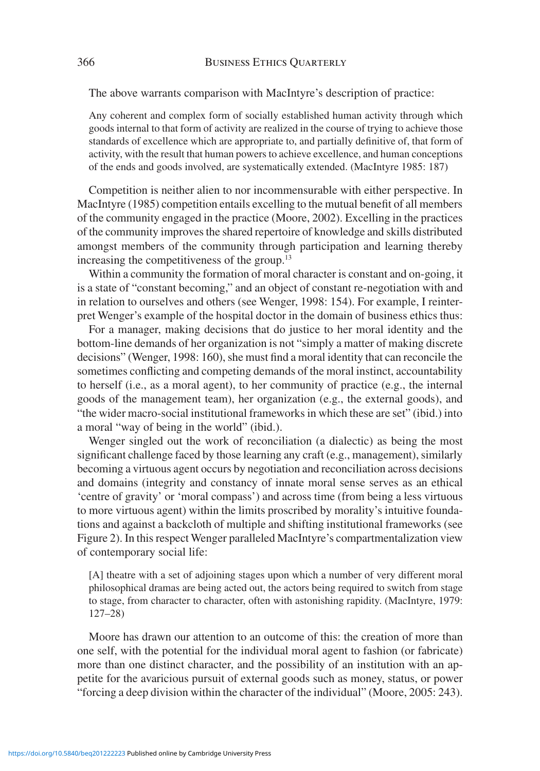The above warrants comparison with MacIntyre's description of practice:

> Any coherent and complex form of socially established human activity through which goods internal to that form of activity are realized in the course of trying to achieve those standards of excellence which are appropriate to, and partially definitive of, that form of activity, with the result that human powers to achieve excellence, and human conceptions of the ends and goods involved, are systematically extended. (MacIntyre 1985: 187)

Competition is neither alien to nor incommensurable with either perspective. In MacIntyre (1985) competition entails excelling to the mutual benefit of all members of the community engaged in the practice (Moore, 2002). Excelling in the practices of the community improves the shared repertoire of knowledge and skills distributed amongst members of the community through participation and learning thereby increasing the competitiveness of the group.[13]

Within a community the formation of moral character is constant and on-going, it is a state of "constant becoming," and an object of constant re-negotiation with and in relation to ourselves and others (see Wenger, 1998: 154). For example, I reinterpret Wenger's example of the hospital doctor in the domain of business ethics thus:

For a manager, making decisions that do justice to her moral identity and the bottom-line demands of her organization is not "simply a matter of making discrete decisions" (Wenger, 1998: 160), she must find a moral identity that can reconcile the sometimes conflicting and competing demands of the moral instinct, accountability to herself (i.e., as a moral agent), to her community of practice (e.g., the internal goods of the management team), her organization (e.g., the external goods), and "the wider macro-social institutional frameworks in which these are set" (ibid.) into a moral "way of being in the world" (ibid.).

Wenger singled out the work of reconciliation (a dialectic) as being the most significant challenge faced by those learning any craft (e.g., management), similarly becoming a virtuous agent occurs by negotiation and reconciliation across decisions and domains (integrity and constancy of innate moral sense serves as an ethical 'centre of gravity' or 'moral compass') and across time (from being a less virtuous to more virtuous agent) within the limits proscribed by morality's intuitive foundations and against a backcloth of multiple and shifting institutional frameworks (see Figure 2). In this respect Wenger paralleled MacIntyre's compartmentalization view of contemporary social life:

> [A] theatre with a set of adjoining stages upon which a number of very different moral philosophical dramas are being acted out, the actors being required to switch from stage to stage, from character to character, often with astonishing rapidity. (MacIntyre, 1979: 127–28)

Moore has drawn our attention to an outcome of this: the creation of more than one self, with the potential for the individual moral agent to fashion (or fabricate) more than one distinct character, and the possibility of an institution with an appetite for the avaricious pursuit of external goods such as money, status, or power "forcing a deep division within the character of the individual" (Moore, 2005: 243).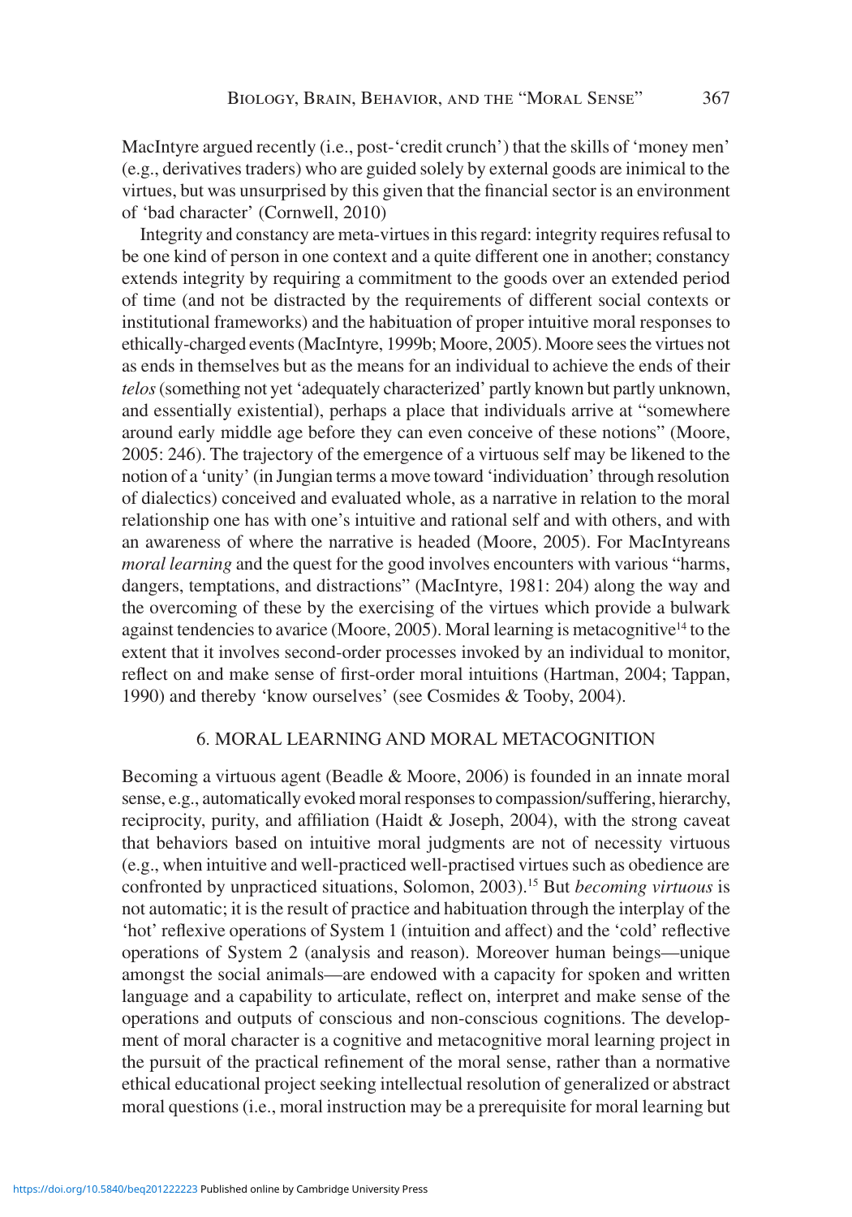MacIntyre argued recently (i.e., post-'credit crunch') that the skills of 'money men' (e.g., derivatives traders) who are guided solely by external goods are inimical to the virtues, but was unsurprised by this given that the financial sector is an environment of 'bad character' (Cornwell, 2010)

Integrity and constancy are meta-virtues in this regard: integrity requires refusal to be one kind of person in one context and a quite different one in another; constancy extends integrity by requiring a commitment to the goods over an extended period of time (and not be distracted by the requirements of different social contexts or institutional frameworks) and the habituation of proper intuitive moral responses to ethically-charged events (MacIntyre, 1999b; Moore, 2005). Moore sees the virtues not as ends in themselves but as the means for an individual to achieve the ends of their *telos* (something not yet 'adequately characterized' partly known but partly unknown, and essentially existential), perhaps a place that individuals arrive at "somewhere around early middle age before they can even conceive of these notions" (Moore, 2005: 246). The trajectory of the emergence of a virtuous self may be likened to the notion of a 'unity' (in Jungian terms a move toward 'individuation' through resolution of dialectics) conceived and evaluated whole, as a narrative in relation to the moral relationship one has with one's intuitive and rational self and with others, and with an awareness of where the narrative is headed (Moore, 2005). For MacIntyreans *moral learning* and the quest for the good involves encounters with various "harms, dangers, temptations, and distractions" (MacIntyre, 1981: 204) along the way and the overcoming of these by the exercising of the virtues which provide a bulwark against tendencies to avarice (Moore, 2005). Moral learning is metacognitive[14] to the extent that it involves second-order processes invoked by an individual to monitor, reflect on and make sense of first-order moral intuitions (Hartman, 2004; Tappan, 1990) and thereby 'know ourselves' (see Cosmides & Tooby, 2004).

## 6. MORAL LEARNING AND MORAL METACOGNITION

Becoming a virtuous agent (Beadle & Moore, 2006) is founded in an innate moral sense, e.g., automatically evoked moral responses to compassion/suffering, hierarchy, reciprocity, purity, and affiliation (Haidt & Joseph, 2004), with the strong caveat that behaviors based on intuitive moral judgments are not of necessity virtuous (e.g., when intuitive and well-practiced well-practised virtues such as obedience are confronted by unpracticed situations, Solomon, 2003).[15] But *becoming virtuous* is not automatic; it is the result of practice and habituation through the interplay of the 'hot' reflexive operations of System 1 (intuition and affect) and the 'cold' reflective operations of System 2 (analysis and reason). Moreover human beings—unique amongst the social animals—are endowed with a capacity for spoken and written language and a capability to articulate, reflect on, interpret and make sense of the operations and outputs of conscious and non-conscious cognitions. The development of moral character is a cognitive and metacognitive moral learning project in the pursuit of the practical refinement of the moral sense, rather than a normative ethical educational project seeking intellectual resolution of generalized or abstract moral questions (i.e., moral instruction may be a prerequisite for moral learning but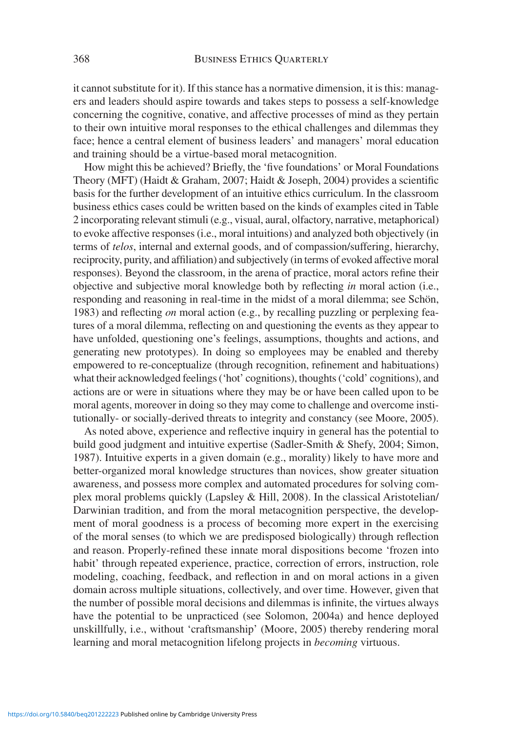it cannot substitute for it). If this stance has a normative dimension, it is this: managers and leaders should aspire towards and takes steps to possess a self-knowledge concerning the cognitive, conative, and affective processes of mind as they pertain to their own intuitive moral responses to the ethical challenges and dilemmas they face; hence a central element of business leaders' and managers' moral education and training should be a virtue-based moral metacognition.

How might this be achieved? Briefly, the 'five foundations' or Moral Foundations Theory (MFT) (Haidt & Graham, 2007; Haidt & Joseph, 2004) provides a scientific basis for the further development of an intuitive ethics curriculum. In the classroom business ethics cases could be written based on the kinds of examples cited in Table 2 incorporating relevant stimuli (e.g., visual, aural, olfactory, narrative, metaphorical) to evoke affective responses (i.e., moral intuitions) and analyzed both objectively (in terms of *telos*, internal and external goods, and of compassion/suffering, hierarchy, reciprocity, purity, and affiliation) and subjectively (in terms of evoked affective moral responses). Beyond the classroom, in the arena of practice, moral actors refine their objective and subjective moral knowledge both by reflecting *in* moral action (i.e., responding and reasoning in real-time in the midst of a moral dilemma; see Schön, 1983) and reflecting *on* moral action (e.g., by recalling puzzling or perplexing features of a moral dilemma, reflecting on and questioning the events as they appear to have unfolded, questioning one's feelings, assumptions, thoughts and actions, and generating new prototypes). In doing so employees may be enabled and thereby empowered to re-conceptualize (through recognition, refinement and habituations) what their acknowledged feelings ('hot' cognitions), thoughts ('cold' cognitions), and actions are or were in situations where they may be or have been called upon to be moral agents, moreover in doing so they may come to challenge and overcome institutionally- or socially-derived threats to integrity and constancy (see Moore, 2005).

As noted above, experience and reflective inquiry in general has the potential to build good judgment and intuitive expertise (Sadler-Smith & Shefy, 2004; Simon, 1987). Intuitive experts in a given domain (e.g., morality) likely to have more and better-organized moral knowledge structures than novices, show greater situation awareness, and possess more complex and automated procedures for solving complex moral problems quickly (Lapsley & Hill, 2008). In the classical Aristotelian/Darwinian tradition, and from the moral metacognition perspective, the development of moral goodness is a process of becoming more expert in the exercising of the moral senses (to which we are predisposed biologically) through reflection and reason. Properly-refined these innate moral dispositions become 'frozen into habit' through repeated experience, practice, correction of errors, instruction, role modeling, coaching, feedback, and reflection in and on moral actions in a given domain across multiple situations, collectively, and over time. However, given that the number of possible moral decisions and dilemmas is infinite, the virtues always have the potential to be unpracticed (see Solomon, 2004a) and hence deployed unskillfully, i.e., without 'craftsmanship' (Moore, 2005) thereby rendering moral learning and moral metacognition lifelong projects in *becoming* virtuous.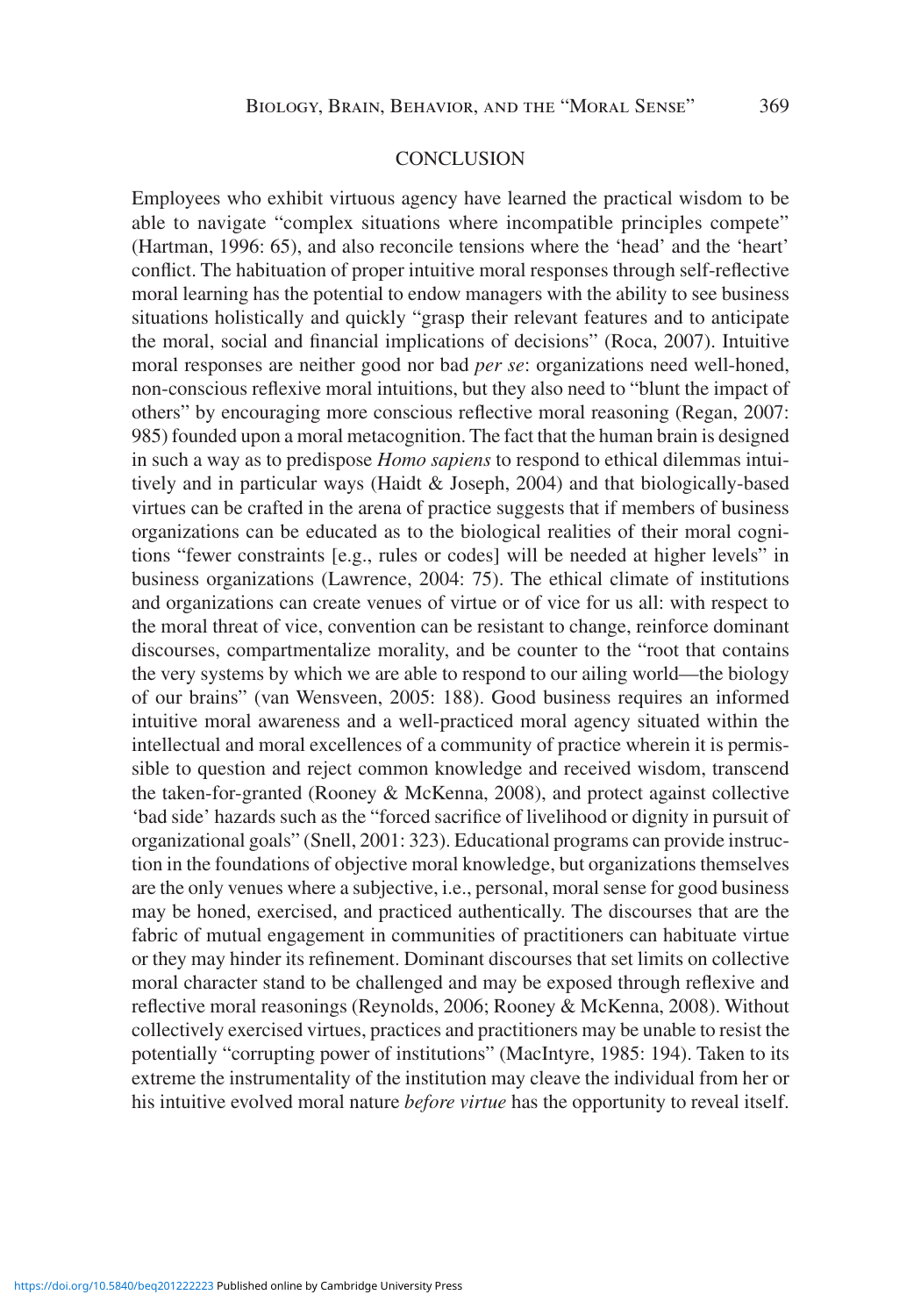## CONCLUSION

Employees who exhibit virtuous agency have learned the practical wisdom to be able to navigate "complex situations where incompatible principles compete" (Hartman, 1996: 65), and also reconcile tensions where the 'head' and the 'heart' conflict. The habituation of proper intuitive moral responses through self-reflective moral learning has the potential to endow managers with the ability to see business situations holistically and quickly "grasp their relevant features and to anticipate the moral, social and financial implications of decisions" (Roca, 2007). Intuitive moral responses are neither good nor bad *per se*: organizations need well-honed, non-conscious reflexive moral intuitions, but they also need to "blunt the impact of others" by encouraging more conscious reflective moral reasoning (Regan, 2007: 985) founded upon a moral metacognition. The fact that the human brain is designed in such a way as to predispose *Homo sapiens* to respond to ethical dilemmas intuitively and in particular ways (Haidt & Joseph, 2004) and that biologically-based virtues can be crafted in the arena of practice suggests that if members of business organizations can be educated as to the biological realities of their moral cognitions "fewer constraints [e.g., rules or codes] will be needed at higher levels" in business organizations (Lawrence, 2004: 75). The ethical climate of institutions and organizations can create venues of virtue or of vice for us all: with respect to the moral threat of vice, convention can be resistant to change, reinforce dominant discourses, compartmentalize morality, and be counter to the "root that contains the very systems by which we are able to respond to our ailing world—the biology of our brains" (van Wensveen, 2005: 188). Good business requires an informed intuitive moral awareness and a well-practiced moral agency situated within the intellectual and moral excellences of a community of practice wherein it is permissible to question and reject common knowledge and received wisdom, transcend the taken-for-granted (Rooney & McKenna, 2008), and protect against collective 'bad side' hazards such as the "forced sacrifice of livelihood or dignity in pursuit of organizational goals" (Snell, 2001: 323). Educational programs can provide instruction in the foundations of objective moral knowledge, but organizations themselves are the only venues where a subjective, i.e., personal, moral sense for good business may be honed, exercised, and practiced authentically. The discourses that are the fabric of mutual engagement in communities of practitioners can habituate virtue or they may hinder its refinement. Dominant discourses that set limits on collective moral character stand to be challenged and may be exposed through reflexive and reflective moral reasonings (Reynolds, 2006; Rooney & McKenna, 2008). Without collectively exercised virtues, practices and practitioners may be unable to resist the potentially "corrupting power of institutions" (MacIntyre, 1985: 194). Taken to its extreme the instrumentality of the institution may cleave the individual from her or his intuitive evolved moral nature *before virtue* has the opportunity to reveal itself.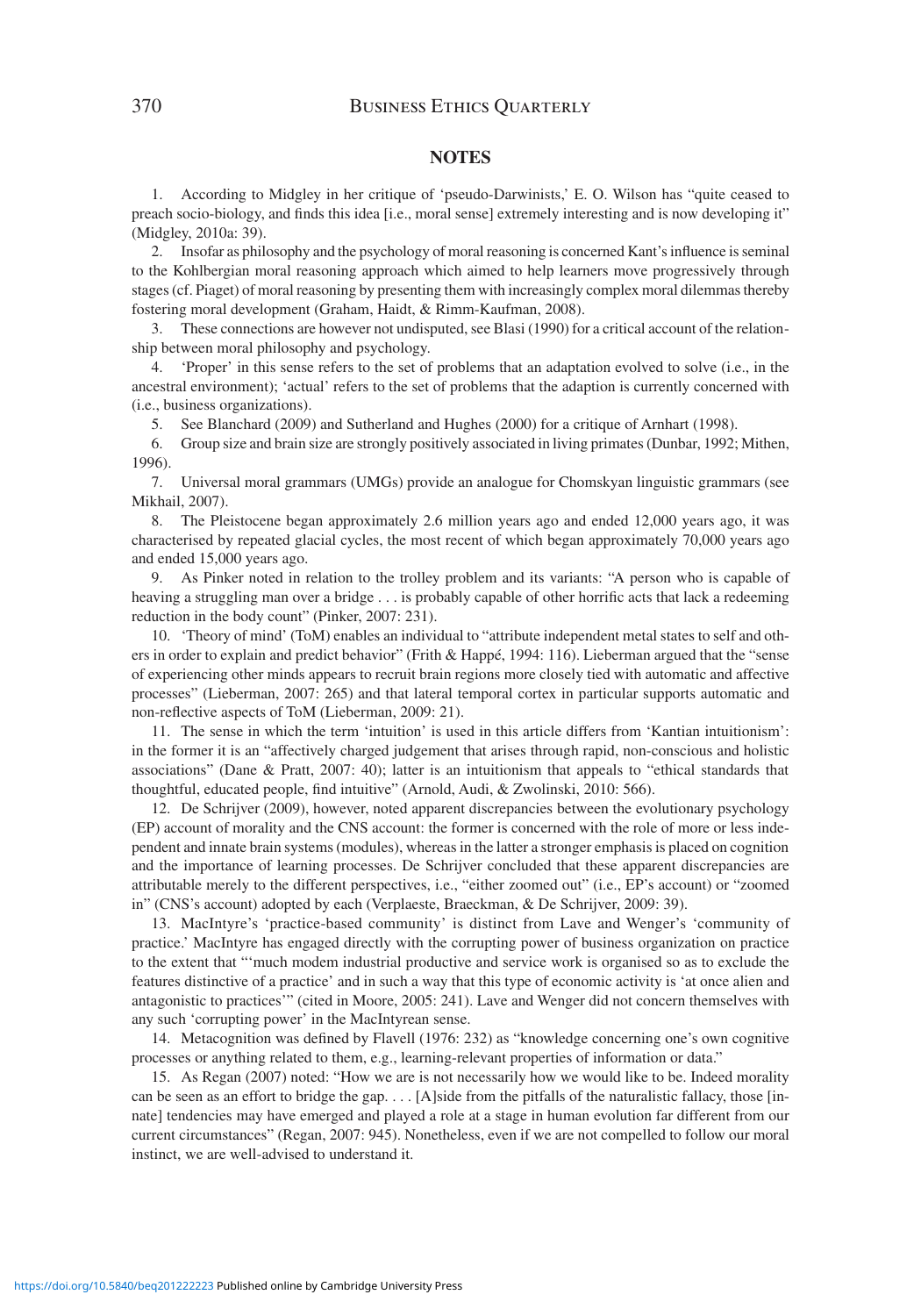## NOTES

1. According to Midgley in her critique of 'pseudo-Darwinists,' E. O. Wilson has "quite ceased to preach socio-biology, and finds this idea [i.e., moral sense] extremely interesting and is now developing it" (Midgley, 2010a: 39).

2. Insofar as philosophy and the psychology of moral reasoning is concerned Kant's influence is seminal to the Kohlbergian moral reasoning approach which aimed to help learners move progressively through stages (cf. Piaget) of moral reasoning by presenting them with increasingly complex moral dilemmas thereby fostering moral development (Graham, Haidt, & Rimm-Kaufman, 2008).

3. These connections are however not undisputed, see Blasi (1990) for a critical account of the relationship between moral philosophy and psychology.

4. 'Proper' in this sense refers to the set of problems that an adaptation evolved to solve (i.e., in the ancestral environment); 'actual' refers to the set of problems that the adaption is currently concerned with (i.e., business organizations).

5. See Blanchard (2009) and Sutherland and Hughes (2000) for a critique of Arnhart (1998).

6. Group size and brain size are strongly positively associated in living primates (Dunbar, 1992; Mithen, 1996).

7. Universal moral grammars (UMGs) provide an analogue for Chomskyan linguistic grammars (see Mikhail, 2007).

8. The Pleistocene began approximately 2.6 million years ago and ended 12,000 years ago, it was characterised by repeated glacial cycles, the most recent of which began approximately 70,000 years ago and ended 15,000 years ago.

9. As Pinker noted in relation to the trolley problem and its variants: "A person who is capable of heaving a struggling man over a bridge . . . is probably capable of other horrific acts that lack a redeeming reduction in the body count" (Pinker, 2007: 231).

10. 'Theory of mind' (ToM) enables an individual to "attribute independent metal states to self and others in order to explain and predict behavior" (Frith & Happé, 1994: 116). Lieberman argued that the "sense of experiencing other minds appears to recruit brain regions more closely tied with automatic and affective processes" (Lieberman, 2007: 265) and that lateral temporal cortex in particular supports automatic and non-reflective aspects of ToM (Lieberman, 2009: 21).

11. The sense in which the term 'intuition' is used in this article differs from 'Kantian intuitionism': in the former it is an "affectively charged judgement that arises through rapid, non-conscious and holistic associations" (Dane & Pratt, 2007: 40); latter is an intuitionism that appeals to "ethical standards that thoughtful, educated people, find intuitive" (Arnold, Audi, & Zwolinski, 2010: 566).

12. De Schrijver (2009), however, noted apparent discrepancies between the evolutionary psychology (EP) account of morality and the CNS account: the former is concerned with the role of more or less independent and innate brain systems (modules), whereas in the latter a stronger emphasis is placed on cognition and the importance of learning processes. De Schrijver concluded that these apparent discrepancies are attributable merely to the different perspectives, i.e., "either zoomed out" (i.e., EP's account) or "zoomed in" (CNS's account) adopted by each (Verplaeste, Braeckman, & De Schrijver, 2009: 39).

13. MacIntyre's 'practice-based community' is distinct from Lave and Wenger's 'community of practice.' MacIntyre has engaged directly with the corrupting power of business organization on practice to the extent that "'much modem industrial productive and service work is organised so as to exclude the features distinctive of a practice' and in such a way that this type of economic activity is 'at once alien and antagonistic to practices'" (cited in Moore, 2005: 241). Lave and Wenger did not concern themselves with any such 'corrupting power' in the MacIntyrean sense.

14. Metacognition was defined by Flavell (1976: 232) as "knowledge concerning one's own cognitive processes or anything related to them, e.g., learning-relevant properties of information or data."

15. As Regan (2007) noted: "How we are is not necessarily how we would like to be. Indeed morality can be seen as an effort to bridge the gap. . . . [A]side from the pitfalls of the naturalistic fallacy, those [innate] tendencies may have emerged and played a role at a stage in human evolution far different from our current circumstances" (Regan, 2007: 945). Nonetheless, even if we are not compelled to follow our moral instinct, we are well-advised to understand it.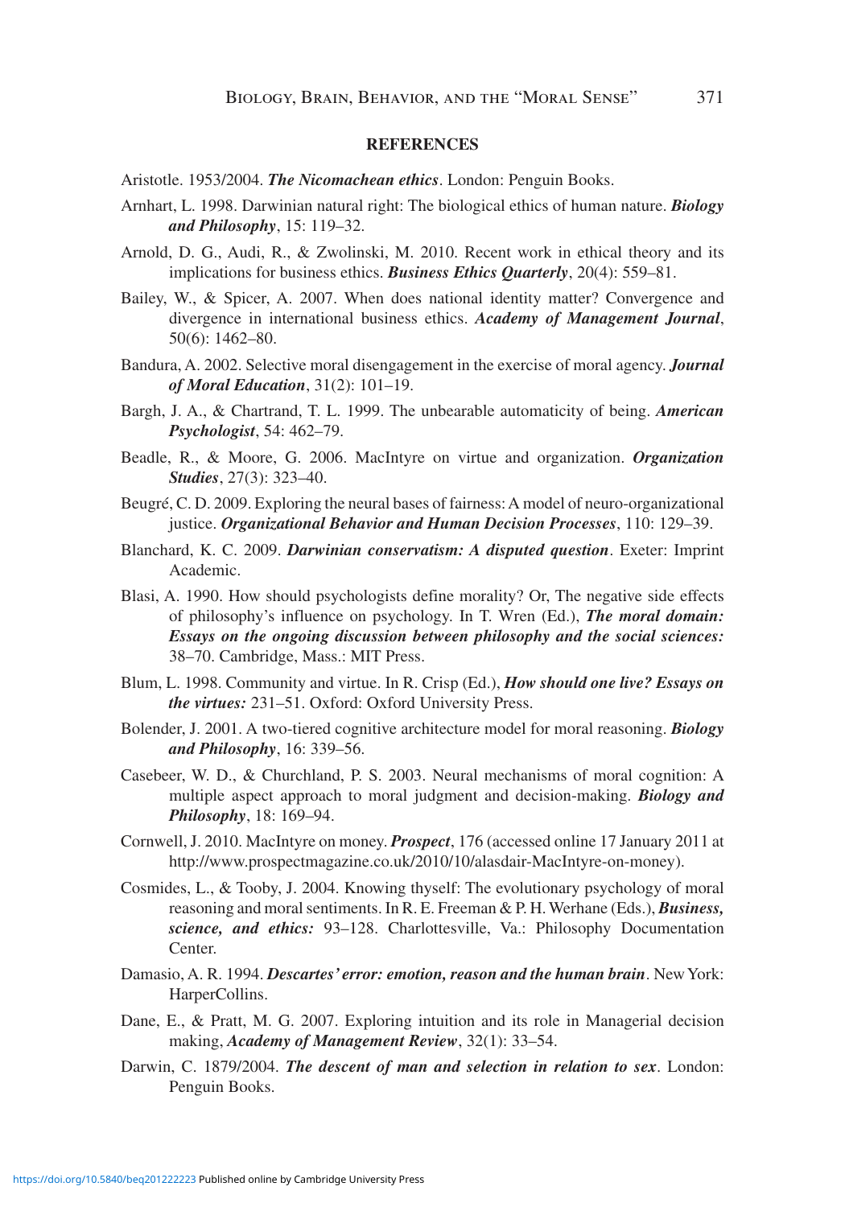## REFERENCES

Aristotle. 1953/2004. ***The Nicomachean ethics***. London: Penguin Books.

Arnhart, L. 1998. Darwinian natural right: The biological ethics of human nature. ***Biology and Philosophy***, 15: 119–32.

Arnold, D. G., Audi, R., & Zwolinski, M. 2010. Recent work in ethical theory and its implications for business ethics. ***Business Ethics Quarterly***, 20(4): 559–81.

Bailey, W., & Spicer, A. 2007. When does national identity matter? Convergence and divergence in international business ethics. ***Academy of Management Journal***, 50(6): 1462–80.

Bandura, A. 2002. Selective moral disengagement in the exercise of moral agency. ***Journal of Moral Education***, 31(2): 101–19.

Bargh, J. A., & Chartrand, T. L. 1999. The unbearable automaticity of being. ***American Psychologist***, 54: 462–79.

Beadle, R., & Moore, G. 2006. MacIntyre on virtue and organization. ***Organization Studies***, 27(3): 323–40.

Beugré, C. D. 2009. Exploring the neural bases of fairness: A model of neuro-organizational justice. ***Organizational Behavior and Human Decision Processes***, 110: 129–39.

Blanchard, K. C. 2009. ***Darwinian conservatism: A disputed question***. Exeter: Imprint Academic.

Blasi, A. 1990. How should psychologists define morality? Or, The negative side effects of philosophy's influence on psychology. In T. Wren (Ed.), ***The moral domain: Essays on the ongoing discussion between philosophy and the social sciences:*** 38–70. Cambridge, Mass.: MIT Press.

Blum, L. 1998. Community and virtue. In R. Crisp (Ed.), ***How should one live? Essays on the virtues:*** 231–51. Oxford: Oxford University Press.

Bolender, J. 2001. A two-tiered cognitive architecture model for moral reasoning. ***Biology and Philosophy***, 16: 339–56.

Casebeer, W. D., & Churchland, P. S. 2003. Neural mechanisms of moral cognition: A multiple aspect approach to moral judgment and decision-making. ***Biology and Philosophy***, 18: 169–94.

Cornwell, J. 2010. MacIntyre on money. ***Prospect***, 176 (accessed online 17 January 2011 at http://www.prospectmagazine.co.uk/2010/10/alasdair-MacIntyre-on-money).

Cosmides, L., & Tooby, J. 2004. Knowing thyself: The evolutionary psychology of moral reasoning and moral sentiments. In R. E. Freeman & P. H. Werhane (Eds.), ***Business, science, and ethics:*** 93–128. Charlottesville, Va.: Philosophy Documentation Center.

Damasio, A. R. 1994. ***Descartes' error: emotion, reason and the human brain***. New York: HarperCollins.

Dane, E., & Pratt, M. G. 2007. Exploring intuition and its role in Managerial decision making, ***Academy of Management Review***, 32(1): 33–54.

Darwin, C. 1879/2004. ***The descent of man and selection in relation to sex***. London: Penguin Books.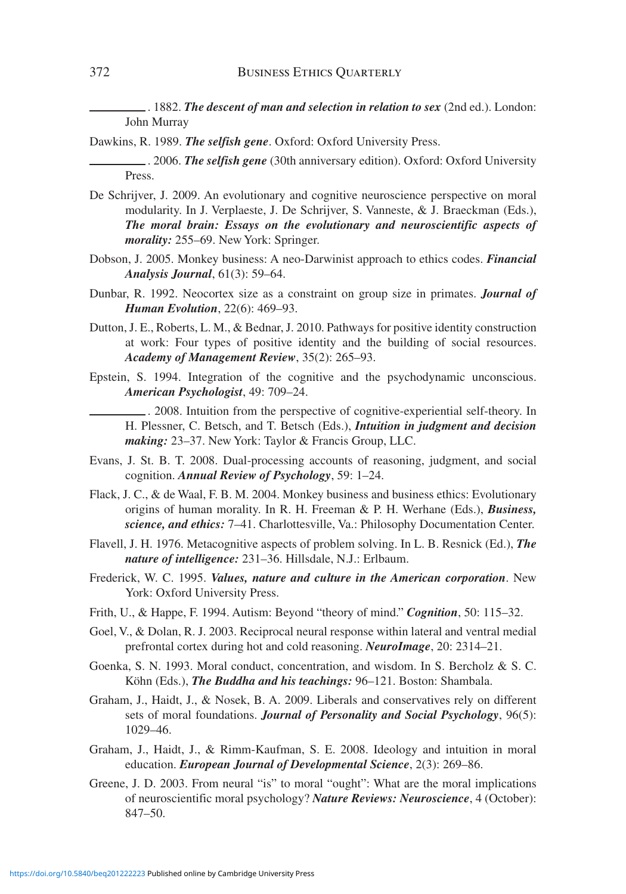———. 1882. ***The descent of man and selection in relation to sex*** (2nd ed.). London: John Murray

Dawkins, R. 1989. ***The selfish gene***. Oxford: Oxford University Press.

———. 2006. ***The selfish gene*** (30th anniversary edition). Oxford: Oxford University Press.

De Schrijver, J. 2009. An evolutionary and cognitive neuroscience perspective on moral modularity. In J. Verplaeste, J. De Schrijver, S. Vanneste, & J. Braeckman (Eds.), ***The moral brain: Essays on the evolutionary and neuroscientific aspects of morality:*** 255–69. New York: Springer.

Dobson, J. 2005. Monkey business: A neo-Darwinist approach to ethics codes. ***Financial Analysis Journal***, 61(3): 59–64.

Dunbar, R. 1992. Neocortex size as a constraint on group size in primates. ***Journal of Human Evolution***, 22(6): 469–93.

Dutton, J. E., Roberts, L. M., & Bednar, J. 2010. Pathways for positive identity construction at work: Four types of positive identity and the building of social resources. ***Academy of Management Review***, 35(2): 265–93.

Epstein, S. 1994. Integration of the cognitive and the psychodynamic unconscious. ***American Psychologist***, 49: 709–24.

———. 2008. Intuition from the perspective of cognitive-experiential self-theory. In H. Plessner, C. Betsch, and T. Betsch (Eds.), ***Intuition in judgment and decision making:*** 23–37. New York: Taylor & Francis Group, LLC.

Evans, J. St. B. T. 2008. Dual-processing accounts of reasoning, judgment, and social cognition. ***Annual Review of Psychology***, 59: 1–24.

Flack, J. C., & de Waal, F. B. M. 2004. Monkey business and business ethics: Evolutionary origins of human morality. In R. H. Freeman & P. H. Werhane (Eds.), ***Business, science, and ethics:*** 7–41. Charlottesville, Va.: Philosophy Documentation Center.

Flavell, J. H. 1976. Metacognitive aspects of problem solving. In L. B. Resnick (Ed.), ***The nature of intelligence:*** 231–36. Hillsdale, N.J.: Erlbaum.

Frederick, W. C. 1995. ***Values, nature and culture in the American corporation***. New York: Oxford University Press.

Frith, U., & Happe, F. 1994. Autism: Beyond "theory of mind." ***Cognition***, 50: 115–32.

Goel, V., & Dolan, R. J. 2003. Reciprocal neural response within lateral and ventral medial prefrontal cortex during hot and cold reasoning. ***NeuroImage***, 20: 2314–21.

Goenka, S. N. 1993. Moral conduct, concentration, and wisdom. In S. Bercholz & S. C. Köhn (Eds.), ***The Buddha and his teachings:*** 96–121. Boston: Shambala.

Graham, J., Haidt, J., & Nosek, B. A. 2009. Liberals and conservatives rely on different sets of moral foundations. ***Journal of Personality and Social Psychology***, 96(5): 1029–46.

Graham, J., Haidt, J., & Rimm-Kaufman, S. E. 2008. Ideology and intuition in moral education. ***European Journal of Developmental Science***, 2(3): 269–86.

Greene, J. D. 2003. From neural "is" to moral "ought": What are the moral implications of neuroscientific moral psychology? ***Nature Reviews: Neuroscience***, 4 (October): 847–50.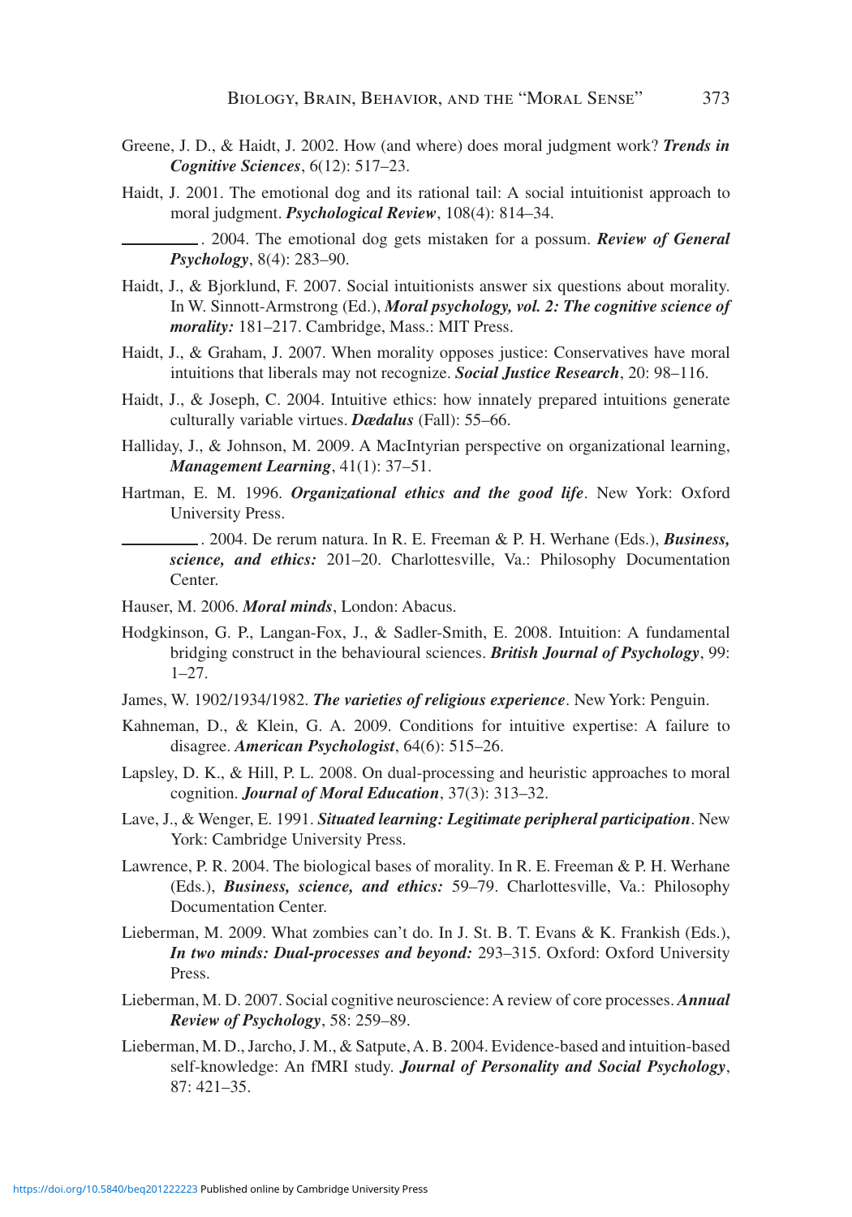Greene, J. D., & Haidt, J. 2002. How (and where) does moral judgment work? ***Trends in Cognitive Sciences***, 6(12): 517–23.

Haidt, J. 2001. The emotional dog and its rational tail: A social intuitionist approach to moral judgment. ***Psychological Review***, 108(4): 814–34.

\_\_\_\_\_\_\_\_\_\_. 2004. The emotional dog gets mistaken for a possum. ***Review of General Psychology***, 8(4): 283–90.

Haidt, J., & Bjorklund, F. 2007. Social intuitionists answer six questions about morality. In W. Sinnott-Armstrong (Ed.), ***Moral psychology, vol. 2: The cognitive science of morality:*** 181–217. Cambridge, Mass.: MIT Press.

Haidt, J., & Graham, J. 2007. When morality opposes justice: Conservatives have moral intuitions that liberals may not recognize. ***Social Justice Research***, 20: 98–116.

Haidt, J., & Joseph, C. 2004. Intuitive ethics: how innately prepared intuitions generate culturally variable virtues. ***Dædalus*** (Fall): 55–66.

Halliday, J., & Johnson, M. 2009. A MacIntyrian perspective on organizational learning, ***Management Learning***, 41(1): 37–51.

Hartman, E. M. 1996. ***Organizational ethics and the good life***. New York: Oxford University Press.

\_\_\_\_\_\_\_\_\_\_. 2004. De rerum natura. In R. E. Freeman & P. H. Werhane (Eds.), ***Business, science, and ethics:*** 201–20. Charlottesville, Va.: Philosophy Documentation Center.

Hauser, M. 2006. ***Moral minds***, London: Abacus.

Hodgkinson, G. P., Langan-Fox, J., & Sadler-Smith, E. 2008. Intuition: A fundamental bridging construct in the behavioural sciences. ***British Journal of Psychology***, 99: 1–27.

James, W. 1902/1934/1982. ***The varieties of religious experience***. New York: Penguin.

Kahneman, D., & Klein, G. A. 2009. Conditions for intuitive expertise: A failure to disagree. ***American Psychologist***, 64(6): 515–26.

Lapsley, D. K., & Hill, P. L. 2008. On dual-processing and heuristic approaches to moral cognition. ***Journal of Moral Education***, 37(3): 313–32.

Lave, J., & Wenger, E. 1991. ***Situated learning: Legitimate peripheral participation***. New York: Cambridge University Press.

Lawrence, P. R. 2004. The biological bases of morality. In R. E. Freeman & P. H. Werhane (Eds.), ***Business, science, and ethics:*** 59–79. Charlottesville, Va.: Philosophy Documentation Center.

Lieberman, M. 2009. What zombies can't do. In J. St. B. T. Evans & K. Frankish (Eds.), ***In two minds: Dual-processes and beyond:*** 293–315. Oxford: Oxford University Press.

Lieberman, M. D. 2007. Social cognitive neuroscience: A review of core processes. ***Annual Review of Psychology***, 58: 259–89.

Lieberman, M. D., Jarcho, J. M., & Satpute, A. B. 2004. Evidence-based and intuition-based self-knowledge: An fMRI study. ***Journal of Personality and Social Psychology***, 87: 421–35.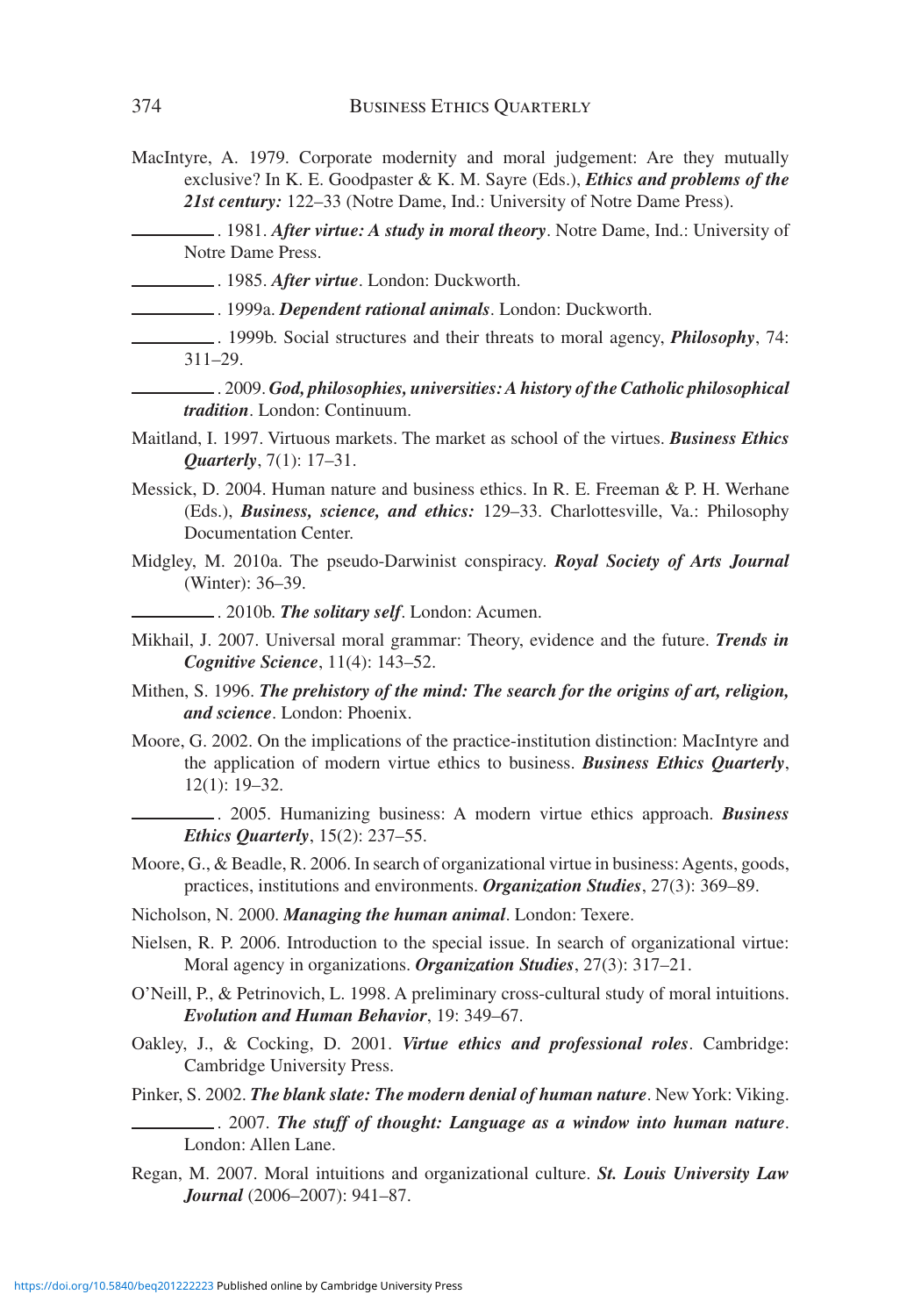MacIntyre, A. 1979. Corporate modernity and moral judgement: Are they mutually exclusive? In K. E. Goodpaster & K. M. Sayre (Eds.), ***Ethics and problems of the 21st century:*** 122–33 (Notre Dame, Ind.: University of Notre Dame Press).

———. 1981. ***After virtue: A study in moral theory***. Notre Dame, Ind.: University of Notre Dame Press.

———. 1985. ***After virtue***. London: Duckworth.

———. 1999a. ***Dependent rational animals***. London: Duckworth.

———. 1999b. Social structures and their threats to moral agency, ***Philosophy***, 74: 311–29.

———. 2009. ***God, philosophies, universities: A history of the Catholic philosophical tradition***. London: Continuum.

Maitland, I. 1997. Virtuous markets. The market as school of the virtues. ***Business Ethics Quarterly***, 7(1): 17–31.

Messick, D. 2004. Human nature and business ethics. In R. E. Freeman & P. H. Werhane (Eds.), ***Business, science, and ethics:*** 129–33. Charlottesville, Va.: Philosophy Documentation Center.

Midgley, M. 2010a. The pseudo-Darwinist conspiracy. ***Royal Society of Arts Journal*** (Winter): 36–39.

———. 2010b. ***The solitary self***. London: Acumen.

Mikhail, J. 2007. Universal moral grammar: Theory, evidence and the future. ***Trends in Cognitive Science***, 11(4): 143–52.

Mithen, S. 1996. ***The prehistory of the mind: The search for the origins of art, religion, and science***. London: Phoenix.

Moore, G. 2002. On the implications of the practice-institution distinction: MacIntyre and the application of modern virtue ethics to business. ***Business Ethics Quarterly***, 12(1): 19–32.

———. 2005. Humanizing business: A modern virtue ethics approach. ***Business Ethics Quarterly***, 15(2): 237–55.

Moore, G., & Beadle, R. 2006. In search of organizational virtue in business: Agents, goods, practices, institutions and environments. ***Organization Studies***, 27(3): 369–89.

Nicholson, N. 2000. ***Managing the human animal***. London: Texere.

Nielsen, R. P. 2006. Introduction to the special issue. In search of organizational virtue: Moral agency in organizations. ***Organization Studies***, 27(3): 317–21.

O'Neill, P., & Petrinovich, L. 1998. A preliminary cross-cultural study of moral intuitions. ***Evolution and Human Behavior***, 19: 349–67.

Oakley, J., & Cocking, D. 2001. ***Virtue ethics and professional roles***. Cambridge: Cambridge University Press.

Pinker, S. 2002. ***The blank slate: The modern denial of human nature***. New York: Viking.

———. 2007. ***The stuff of thought: Language as a window into human nature***. London: Allen Lane.

Regan, M. 2007. Moral intuitions and organizational culture. ***St. Louis University Law Journal*** (2006–2007): 941–87.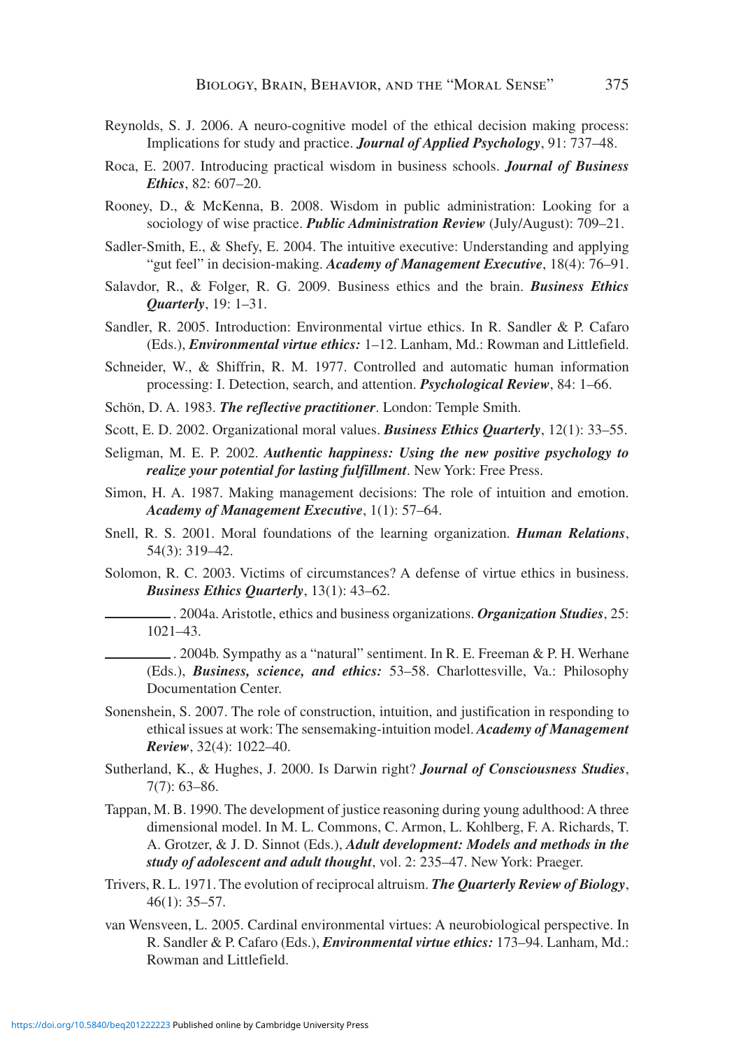Reynolds, S. J. 2006. A neuro-cognitive model of the ethical decision making process: Implications for study and practice. ***Journal of Applied Psychology***, 91: 737–48.

Roca, E. 2007. Introducing practical wisdom in business schools. ***Journal of Business Ethics***, 82: 607–20.

Rooney, D., & McKenna, B. 2008. Wisdom in public administration: Looking for a sociology of wise practice. ***Public Administration Review*** (July/August): 709–21.

Sadler-Smith, E., & Shefy, E. 2004. The intuitive executive: Understanding and applying "gut feel" in decision-making. ***Academy of Management Executive***, 18(4): 76–91.

Salavdor, R., & Folger, R. G. 2009. Business ethics and the brain. ***Business Ethics Quarterly***, 19: 1–31.

Sandler, R. 2005. Introduction: Environmental virtue ethics. In R. Sandler & P. Cafaro (Eds.), ***Environmental virtue ethics:*** 1–12. Lanham, Md.: Rowman and Littlefield.

Schneider, W., & Shiffrin, R. M. 1977. Controlled and automatic human information processing: I. Detection, search, and attention. ***Psychological Review***, 84: 1–66.

Schön, D. A. 1983. ***The reflective practitioner***. London: Temple Smith.

Scott, E. D. 2002. Organizational moral values. ***Business Ethics Quarterly***, 12(1): 33–55.

Seligman, M. E. P. 2002. ***Authentic happiness: Using the new positive psychology to realize your potential for lasting fulfillment***. New York: Free Press.

Simon, H. A. 1987. Making management decisions: The role of intuition and emotion. ***Academy of Management Executive***, 1(1): 57–64.

Snell, R. S. 2001. Moral foundations of the learning organization. ***Human Relations***, 54(3): 319–42.

Solomon, R. C. 2003. Victims of circumstances? A defense of virtue ethics in business. ***Business Ethics Quarterly***, 13(1): 43–62.

\_\_\_\_\_\_\_\_\_\_. 2004a. Aristotle, ethics and business organizations. ***Organization Studies***, 25: 1021–43.

\_\_\_\_\_\_\_\_\_\_. 2004b. Sympathy as a "natural" sentiment. In R. E. Freeman & P. H. Werhane (Eds.), ***Business, science, and ethics:*** 53–58. Charlottesville, Va.: Philosophy Documentation Center.

Sonenshein, S. 2007. The role of construction, intuition, and justification in responding to ethical issues at work: The sensemaking-intuition model. ***Academy of Management Review***, 32(4): 1022–40.

Sutherland, K., & Hughes, J. 2000. Is Darwin right? ***Journal of Consciousness Studies***, 7(7): 63–86.

Tappan, M. B. 1990. The development of justice reasoning during young adulthood: A three dimensional model. In M. L. Commons, C. Armon, L. Kohlberg, F. A. Richards, T. A. Grotzer, & J. D. Sinnot (Eds.), ***Adult development: Models and methods in the study of adolescent and adult thought***, vol. 2: 235–47. New York: Praeger.

Trivers, R. L. 1971. The evolution of reciprocal altruism. ***The Quarterly Review of Biology***, 46(1): 35–57.

van Wensveen, L. 2005. Cardinal environmental virtues: A neurobiological perspective. In R. Sandler & P. Cafaro (Eds.), ***Environmental virtue ethics:*** 173–94. Lanham, Md.: Rowman and Littlefield.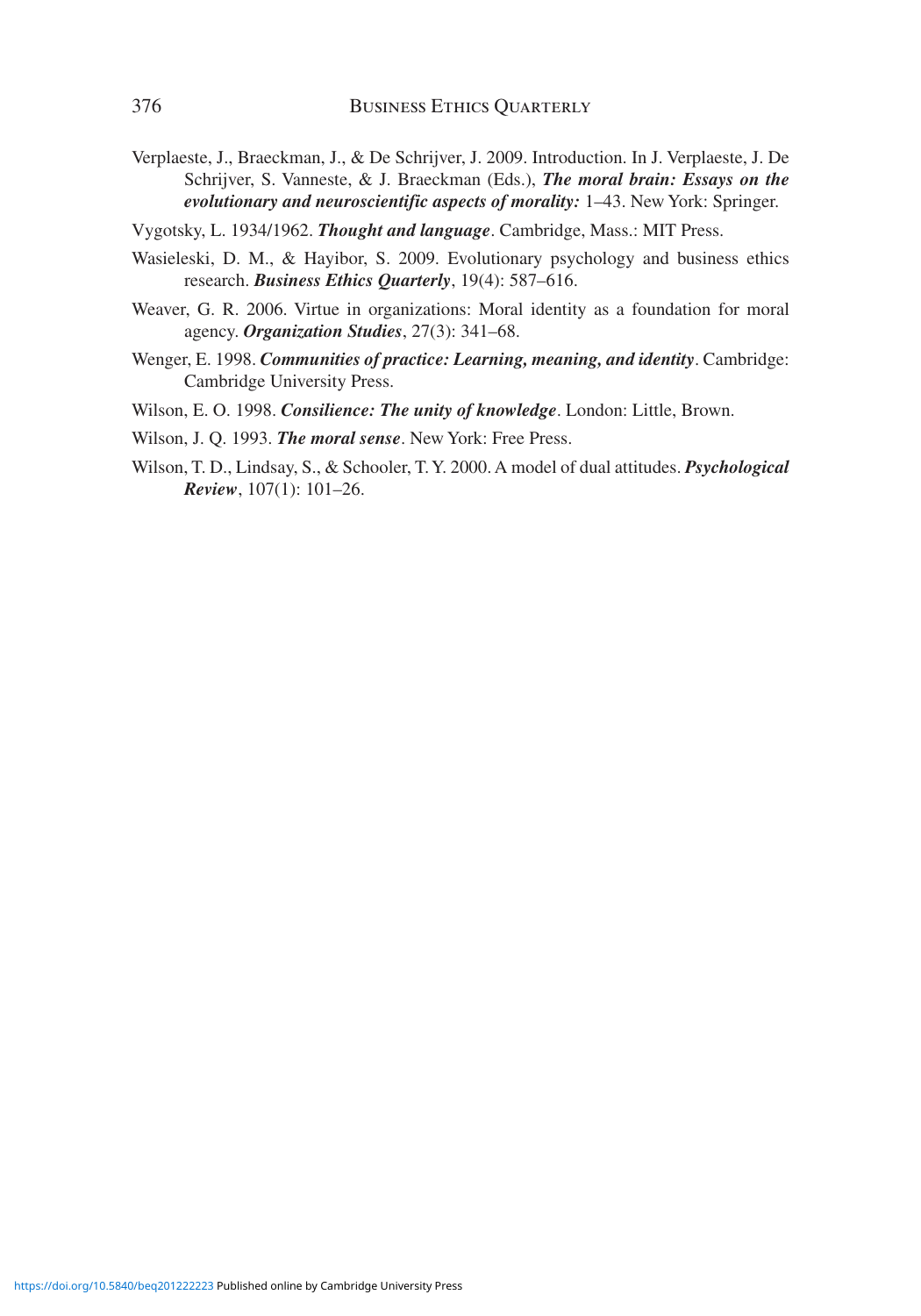Verplaeste, J., Braeckman, J., & De Schrijver, J. 2009. Introduction. In J. Verplaeste, J. De Schrijver, S. Vanneste, & J. Braeckman (Eds.), ***The moral brain: Essays on the evolutionary and neuroscientific aspects of morality:*** 1–43. New York: Springer.

Vygotsky, L. 1934/1962. ***Thought and language***. Cambridge, Mass.: MIT Press.

Wasieleski, D. M., & Hayibor, S. 2009. Evolutionary psychology and business ethics research. ***Business Ethics Quarterly***, 19(4): 587–616.

Weaver, G. R. 2006. Virtue in organizations: Moral identity as a foundation for moral agency. ***Organization Studies***, 27(3): 341–68.

Wenger, E. 1998. ***Communities of practice: Learning, meaning, and identity***. Cambridge: Cambridge University Press.

Wilson, E. O. 1998. ***Consilience: The unity of knowledge***. London: Little, Brown.

Wilson, J. Q. 1993. ***The moral sense***. New York: Free Press.

Wilson, T. D., Lindsay, S., & Schooler, T. Y. 2000. A model of dual attitudes. ***Psychological Review***, 107(1): 101–26.